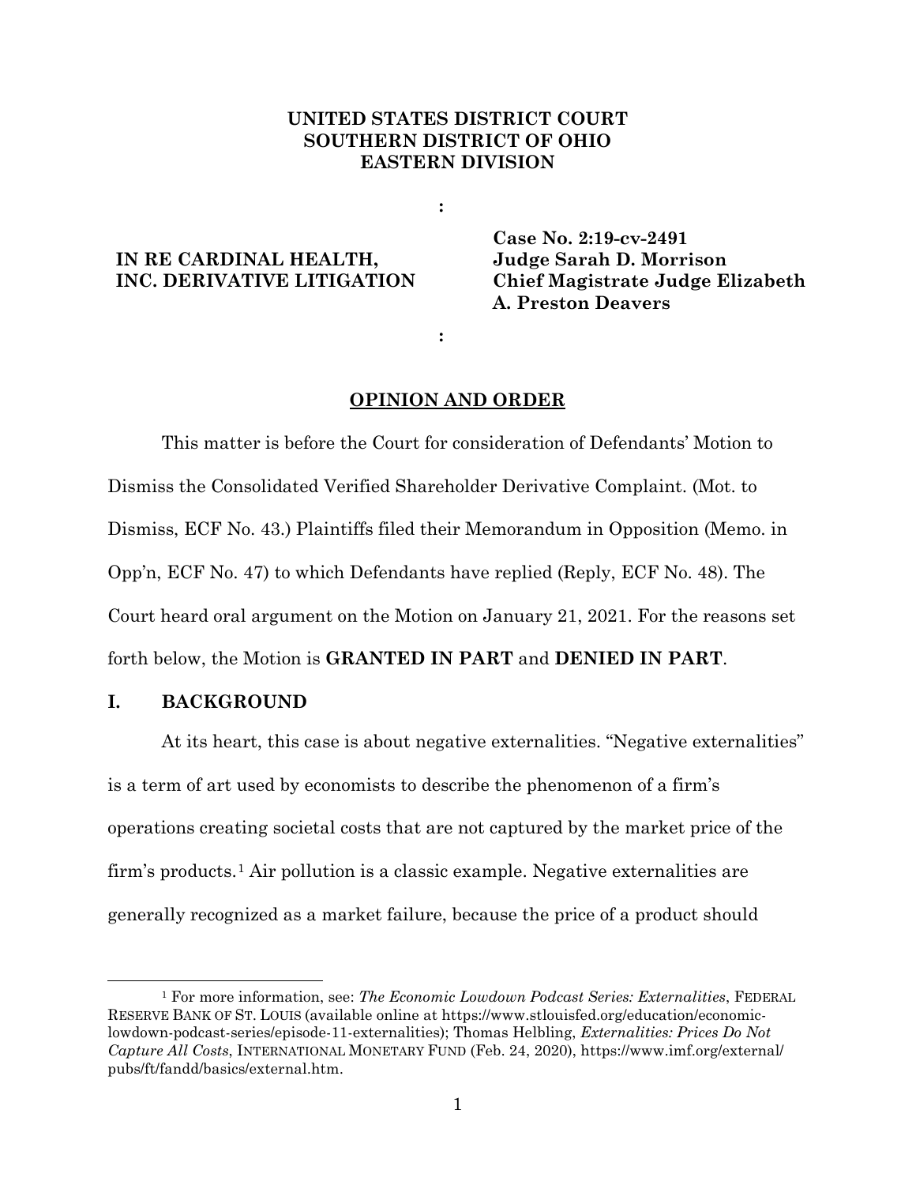**UNITED STATES DISTRICT COURT**
**SOUTHERN DISTRICT OF OHIO**
**EASTERN DIVISION**

| | | |
|---|---|---|
| | : | |
| **IN RE CARDINAL HEALTH, INC. DERIVATIVE LITIGATION** | | **Case No. 2:19-cv-2491**<br>**Judge Sarah D. Morrison**<br>**Chief Magistrate Judge Elizabeth A. Preston Deavers** |
| | : | |

**OPINION AND ORDER**

This matter is before the Court for consideration of Defendants' Motion to Dismiss the Consolidated Verified Shareholder Derivative Complaint. (Mot. to Dismiss, ECF No. 43.) Plaintiffs filed their Memorandum in Opposition (Memo. in Opp'n, ECF No. 47) to which Defendants have replied (Reply, ECF No. 48). The Court heard oral argument on the Motion on January 21, 2021. For the reasons set forth below, the Motion is **GRANTED IN PART** and **DENIED IN PART**.

## I. BACKGROUND

At its heart, this case is about negative externalities. "Negative externalities" is a term of art used by economists to describe the phenomenon of a firm's operations creating societal costs that are not captured by the market price of the firm's products.[1] Air pollution is a classic example. Negative externalities are generally recognized as a market failure, because the price of a product should

[1] For more information, see: *The Economic Lowdown Podcast Series: Externalities*, FEDERAL RESERVE BANK OF ST. LOUIS (available online at https://www.stlouisfed.org/education/economic-lowdown-podcast-series/episode-11-externalities); Thomas Helbling, *Externalities: Prices Do Not Capture All Costs*, INTERNATIONAL MONETARY FUND (Feb. 24, 2020), https://www.imf.org/external/pubs/ft/fandd/basics/external.htm.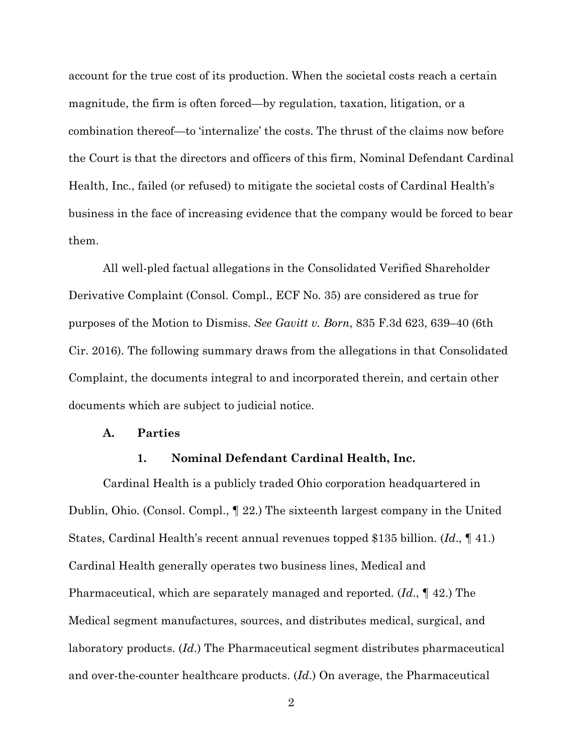account for the true cost of its production. When the societal costs reach a certain magnitude, the firm is often forced—by regulation, taxation, litigation, or a combination thereof—to 'internalize' the costs. The thrust of the claims now before the Court is that the directors and officers of this firm, Nominal Defendant Cardinal Health, Inc., failed (or refused) to mitigate the societal costs of Cardinal Health's business in the face of increasing evidence that the company would be forced to bear them.

All well-pled factual allegations in the Consolidated Verified Shareholder Derivative Complaint (Consol. Compl., ECF No. 35) are considered as true for purposes of the Motion to Dismiss. *See Gavitt v. Born*, 835 F.3d 623, 639–40 (6th Cir. 2016). The following summary draws from the allegations in that Consolidated Complaint, the documents integral to and incorporated therein, and certain other documents which are subject to judicial notice.

### A. Parties

#### 1. Nominal Defendant Cardinal Health, Inc.

Cardinal Health is a publicly traded Ohio corporation headquartered in Dublin, Ohio. (Consol. Compl., ¶ 22.) The sixteenth largest company in the United States, Cardinal Health's recent annual revenues topped $135 billion. (*Id*., ¶ 41.) Cardinal Health generally operates two business lines, Medical and Pharmaceutical, which are separately managed and reported. (*Id*., ¶ 42.) The Medical segment manufactures, sources, and distributes medical, surgical, and laboratory products. (*Id*.) The Pharmaceutical segment distributes pharmaceutical and over-the-counter healthcare products. (*Id*.) On average, the Pharmaceutical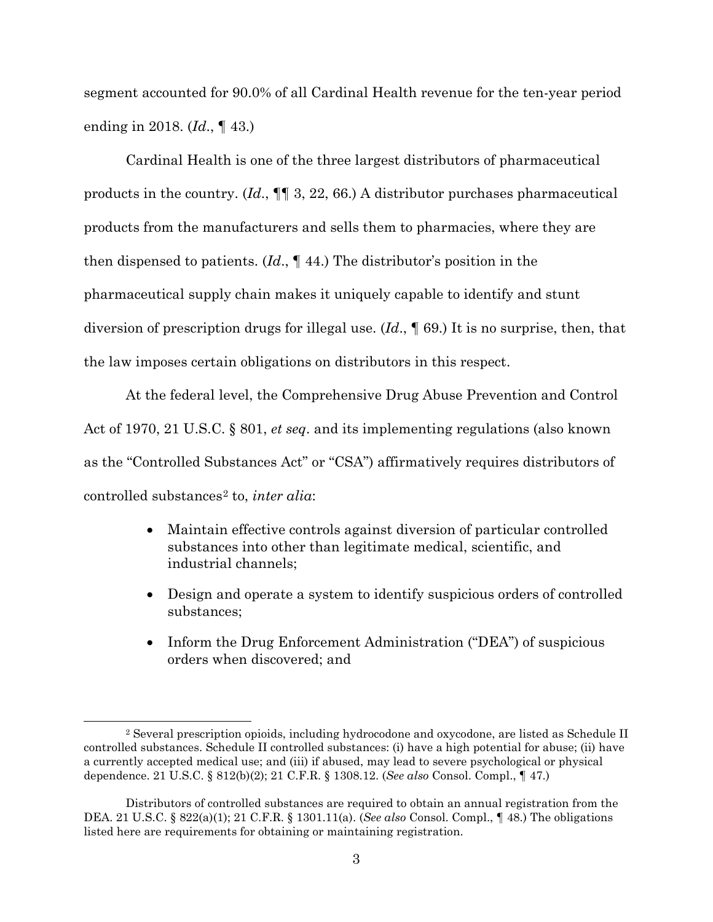segment accounted for 90.0% of all Cardinal Health revenue for the ten-year period ending in 2018. (*Id*., ¶ 43.)

Cardinal Health is one of the three largest distributors of pharmaceutical products in the country. (*Id*., ¶¶ 3, 22, 66.) A distributor purchases pharmaceutical products from the manufacturers and sells them to pharmacies, where they are then dispensed to patients. (*Id*., ¶ 44.) The distributor's position in the pharmaceutical supply chain makes it uniquely capable to identify and stunt diversion of prescription drugs for illegal use. (*Id*., ¶ 69.) It is no surprise, then, that the law imposes certain obligations on distributors in this respect.

At the federal level, the Comprehensive Drug Abuse Prevention and Control Act of 1970, 21 U.S.C. § 801, *et seq*. and its implementing regulations (also known as the "Controlled Substances Act" or "CSA") affirmatively requires distributors of controlled substances[2] to, *inter alia*:

- Maintain effective controls against diversion of particular controlled substances into other than legitimate medical, scientific, and industrial channels;
- Design and operate a system to identify suspicious orders of controlled substances;
- Inform the Drug Enforcement Administration ("DEA") of suspicious orders when discovered; and

---

[2] Several prescription opioids, including hydrocodone and oxycodone, are listed as Schedule II controlled substances. Schedule II controlled substances: (i) have a high potential for abuse; (ii) have a currently accepted medical use; and (iii) if abused, may lead to severe psychological or physical dependence. 21 U.S.C. § 812(b)(2); 21 C.F.R. § 1308.12. (*See also* Consol. Compl., ¶ 47.)

Distributors of controlled substances are required to obtain an annual registration from the DEA. 21 U.S.C. § 822(a)(1); 21 C.F.R. § 1301.11(a). (*See also* Consol. Compl., ¶ 48.) The obligations listed here are requirements for obtaining or maintaining registration.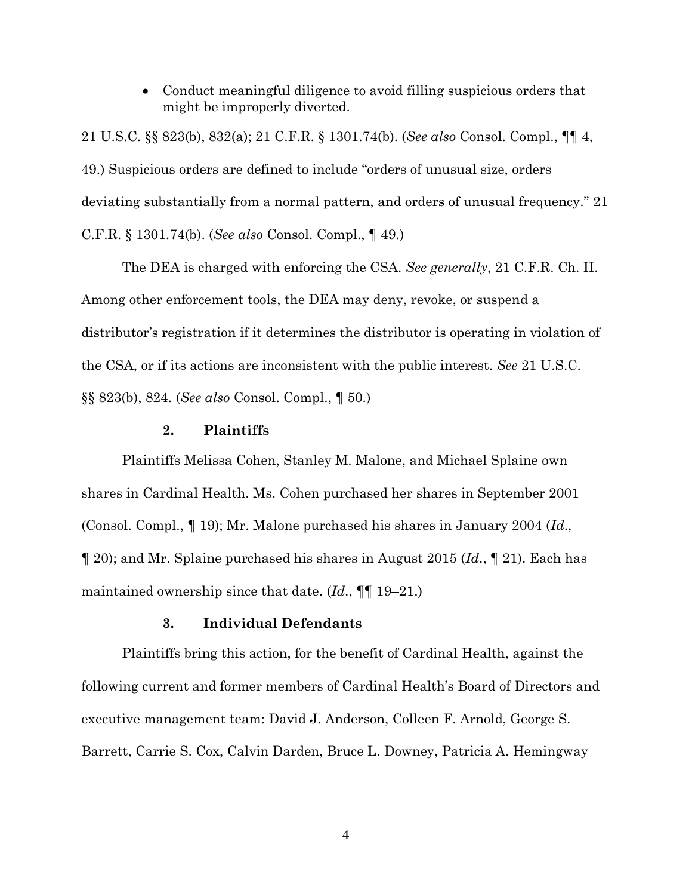- Conduct meaningful diligence to avoid filling suspicious orders that might be improperly diverted.

21 U.S.C. §§ 823(b), 832(a); 21 C.F.R. § 1301.74(b). (*See also* Consol. Compl., ¶¶ 4, 49.) Suspicious orders are defined to include "orders of unusual size, orders deviating substantially from a normal pattern, and orders of unusual frequency." 21 C.F.R. § 1301.74(b). (*See also* Consol. Compl., ¶ 49.)

The DEA is charged with enforcing the CSA. *See generally*, 21 C.F.R. Ch. II. Among other enforcement tools, the DEA may deny, revoke, or suspend a distributor's registration if it determines the distributor is operating in violation of the CSA, or if its actions are inconsistent with the public interest. *See* 21 U.S.C. §§ 823(b), 824. (*See also* Consol. Compl., ¶ 50.)

### 2. Plaintiffs

Plaintiffs Melissa Cohen, Stanley M. Malone, and Michael Splaine own shares in Cardinal Health. Ms. Cohen purchased her shares in September 2001 (Consol. Compl., ¶ 19); Mr. Malone purchased his shares in January 2004 (*Id.*, ¶ 20); and Mr. Splaine purchased his shares in August 2015 (*Id.*, ¶ 21). Each has maintained ownership since that date. (*Id.*, ¶¶ 19–21.)

### 3. Individual Defendants

Plaintiffs bring this action, for the benefit of Cardinal Health, against the following current and former members of Cardinal Health's Board of Directors and executive management team: David J. Anderson, Colleen F. Arnold, George S. Barrett, Carrie S. Cox, Calvin Darden, Bruce L. Downey, Patricia A. Hemingway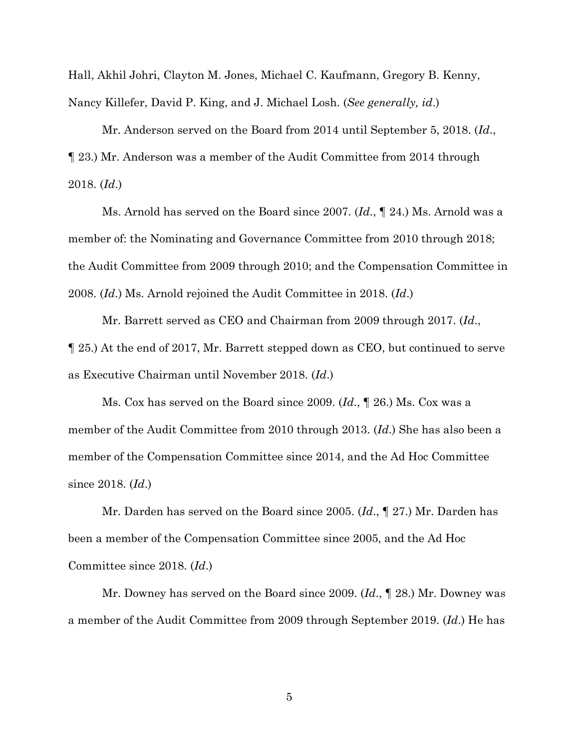Hall, Akhil Johri, Clayton M. Jones, Michael C. Kaufmann, Gregory B. Kenny, Nancy Killefer, David P. King, and J. Michael Losh. (*See generally, id*.)

Mr. Anderson served on the Board from 2014 until September 5, 2018. (*Id*., ¶ 23.) Mr. Anderson was a member of the Audit Committee from 2014 through 2018. (*Id*.)

Ms. Arnold has served on the Board since 2007. (*Id*., ¶ 24.) Ms. Arnold was a member of: the Nominating and Governance Committee from 2010 through 2018; the Audit Committee from 2009 through 2010; and the Compensation Committee in 2008. (*Id*.) Ms. Arnold rejoined the Audit Committee in 2018. (*Id*.)

Mr. Barrett served as CEO and Chairman from 2009 through 2017. (*Id*., ¶ 25.) At the end of 2017, Mr. Barrett stepped down as CEO, but continued to serve as Executive Chairman until November 2018. (*Id*.)

Ms. Cox has served on the Board since 2009. (*Id*., ¶ 26.) Ms. Cox was a member of the Audit Committee from 2010 through 2013. (*Id*.) She has also been a member of the Compensation Committee since 2014, and the Ad Hoc Committee since 2018. (*Id*.)

Mr. Darden has served on the Board since 2005. (*Id*., ¶ 27.) Mr. Darden has been a member of the Compensation Committee since 2005, and the Ad Hoc Committee since 2018. (*Id*.)

Mr. Downey has served on the Board since 2009. (*Id*., ¶ 28.) Mr. Downey was a member of the Audit Committee from 2009 through September 2019. (*Id*.) He has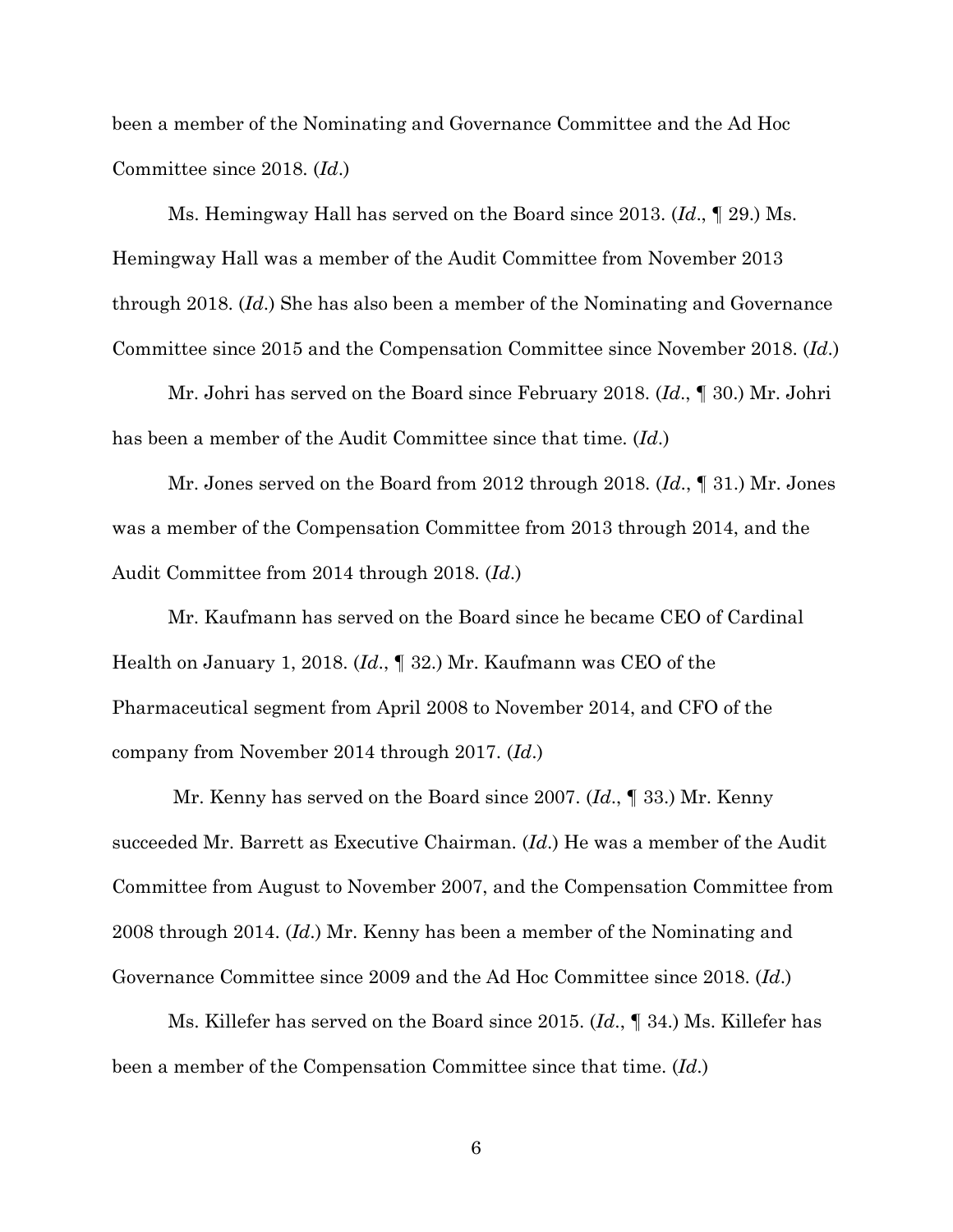been a member of the Nominating and Governance Committee and the Ad Hoc Committee since 2018. (*Id*.)

Ms. Hemingway Hall has served on the Board since 2013. (*Id*., ¶ 29.) Ms. Hemingway Hall was a member of the Audit Committee from November 2013 through 2018. (*Id*.) She has also been a member of the Nominating and Governance Committee since 2015 and the Compensation Committee since November 2018. (*Id*.)

Mr. Johri has served on the Board since February 2018. (*Id*., ¶ 30.) Mr. Johri has been a member of the Audit Committee since that time. (*Id*.)

Mr. Jones served on the Board from 2012 through 2018. (*Id*., ¶ 31.) Mr. Jones was a member of the Compensation Committee from 2013 through 2014, and the Audit Committee from 2014 through 2018. (*Id*.)

Mr. Kaufmann has served on the Board since he became CEO of Cardinal Health on January 1, 2018. (*Id*., ¶ 32.) Mr. Kaufmann was CEO of the Pharmaceutical segment from April 2008 to November 2014, and CFO of the company from November 2014 through 2017. (*Id*.)

Mr. Kenny has served on the Board since 2007. (*Id*., ¶ 33.) Mr. Kenny succeeded Mr. Barrett as Executive Chairman. (*Id*.) He was a member of the Audit Committee from August to November 2007, and the Compensation Committee from 2008 through 2014. (*Id*.) Mr. Kenny has been a member of the Nominating and Governance Committee since 2009 and the Ad Hoc Committee since 2018. (*Id*.)

Ms. Killefer has served on the Board since 2015. (*Id*., ¶ 34.) Ms. Killefer has been a member of the Compensation Committee since that time. (*Id*.)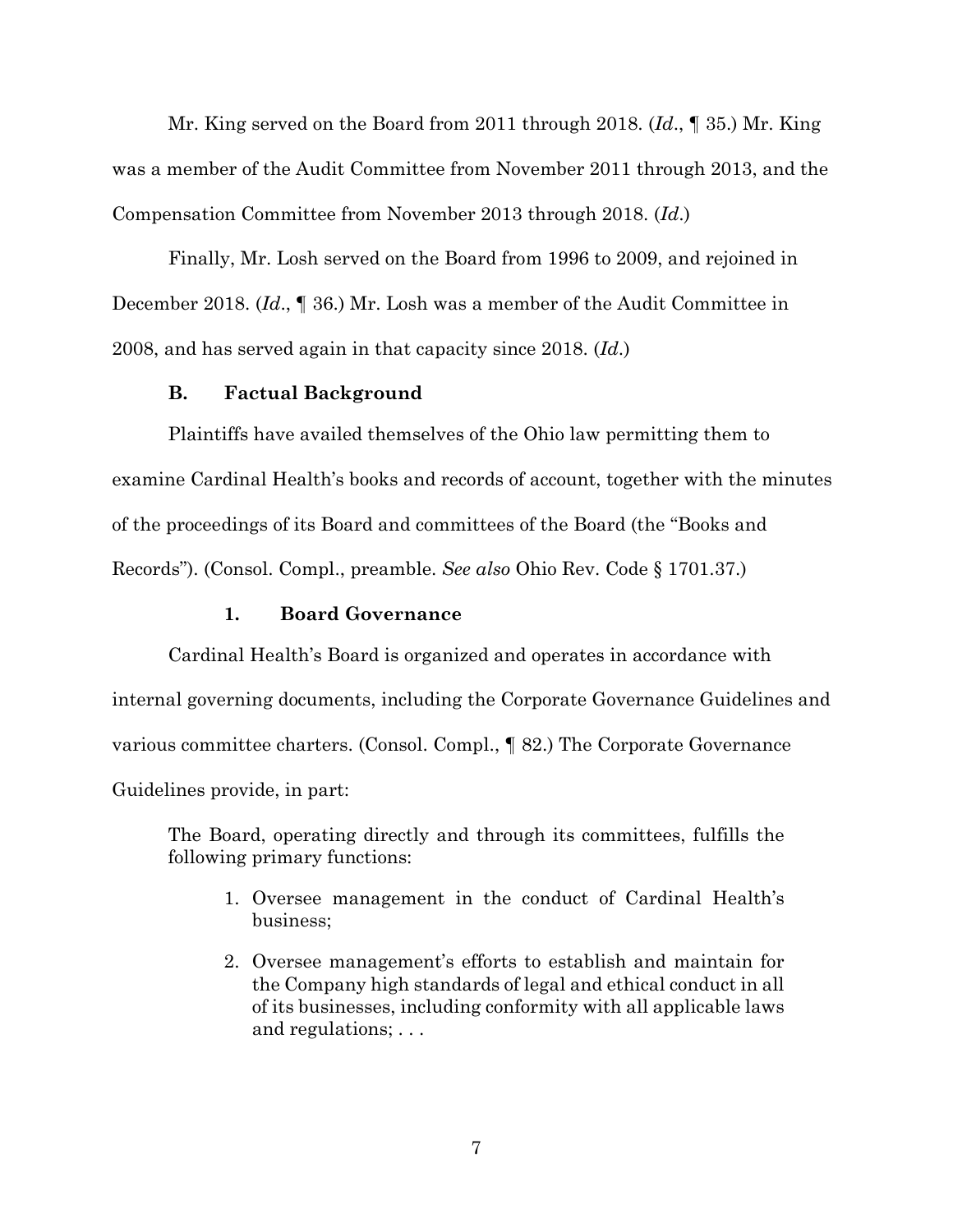Mr. King served on the Board from 2011 through 2018. (*Id*., ¶ 35.) Mr. King was a member of the Audit Committee from November 2011 through 2013, and the Compensation Committee from November 2013 through 2018. (*Id*.)

Finally, Mr. Losh served on the Board from 1996 to 2009, and rejoined in December 2018. (*Id*., ¶ 36.) Mr. Losh was a member of the Audit Committee in 2008, and has served again in that capacity since 2018. (*Id*.)

### B. Factual Background

Plaintiffs have availed themselves of the Ohio law permitting them to examine Cardinal Health's books and records of account, together with the minutes of the proceedings of its Board and committees of the Board (the "Books and Records"). (Consol. Compl., preamble. *See also* Ohio Rev. Code § 1701.37.)

#### 1. Board Governance

Cardinal Health's Board is organized and operates in accordance with internal governing documents, including the Corporate Governance Guidelines and various committee charters. (Consol. Compl., ¶ 82.) The Corporate Governance Guidelines provide, in part:

> The Board, operating directly and through its committees, fulfills the following primary functions:
>
> 1. Oversee management in the conduct of Cardinal Health's business;
>
> 2. Oversee management's efforts to establish and maintain for the Company high standards of legal and ethical conduct in all of its businesses, including conformity with all applicable laws and regulations; . . .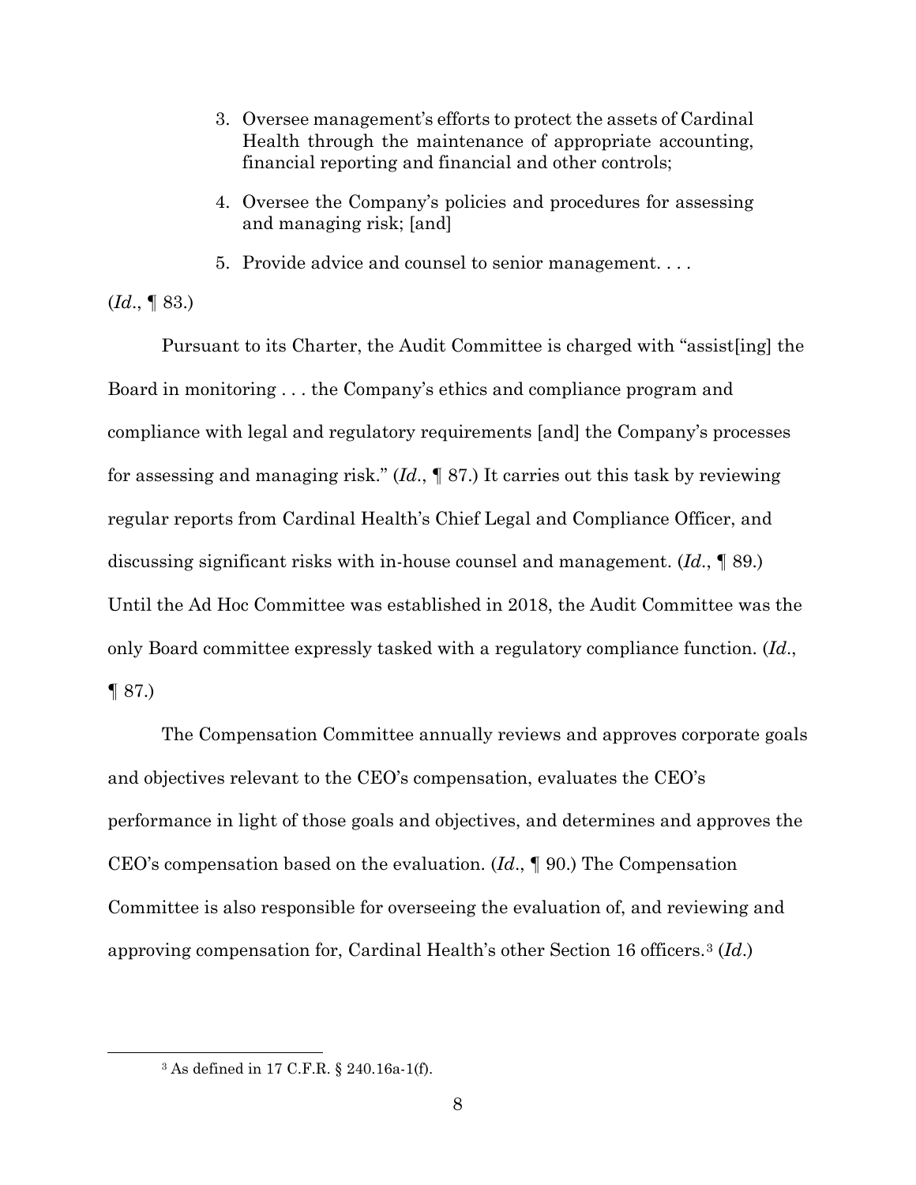> 3. Oversee management's efforts to protect the assets of Cardinal Health through the maintenance of appropriate accounting, financial reporting and financial and other controls;
>
> 4. Oversee the Company's policies and procedures for assessing and managing risk; [and]
>
> 5. Provide advice and counsel to senior management. . . .

(*Id*., ¶ 83.)

Pursuant to its Charter, the Audit Committee is charged with "assist[ing] the Board in monitoring . . . the Company's ethics and compliance program and compliance with legal and regulatory requirements [and] the Company's processes for assessing and managing risk." (*Id*., ¶ 87.) It carries out this task by reviewing regular reports from Cardinal Health's Chief Legal and Compliance Officer, and discussing significant risks with in-house counsel and management. (*Id*., ¶ 89.) Until the Ad Hoc Committee was established in 2018, the Audit Committee was the only Board committee expressly tasked with a regulatory compliance function. (*Id*., ¶ 87.)

The Compensation Committee annually reviews and approves corporate goals and objectives relevant to the CEO's compensation, evaluates the CEO's performance in light of those goals and objectives, and determines and approves the CEO's compensation based on the evaluation. (*Id*., ¶ 90.) The Compensation Committee is also responsible for overseeing the evaluation of, and reviewing and approving compensation for, Cardinal Health's other Section 16 officers.[3] (*Id*.)

---

[3] As defined in 17 C.F.R. § 240.16a-1(f).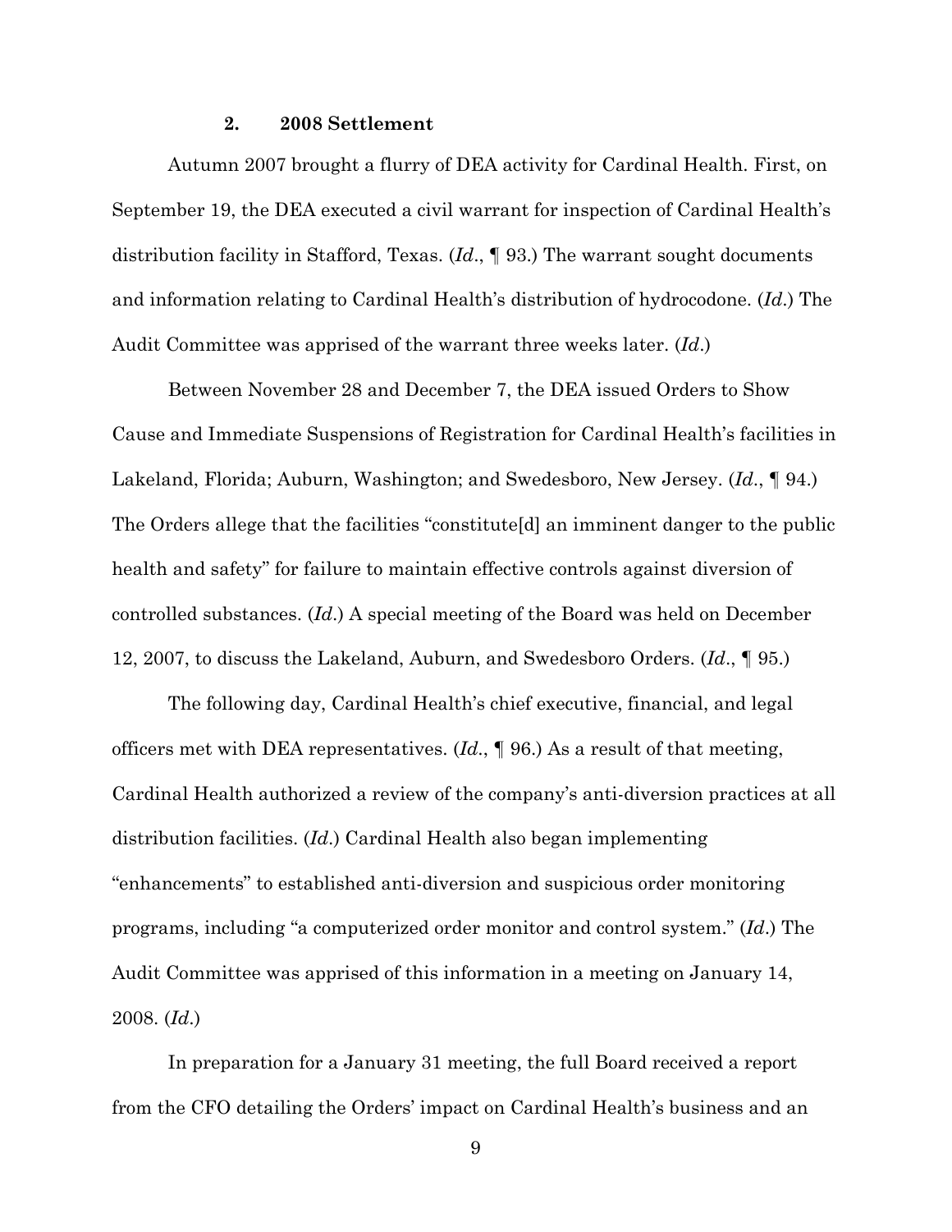### 2. 2008 Settlement

Autumn 2007 brought a flurry of DEA activity for Cardinal Health. First, on September 19, the DEA executed a civil warrant for inspection of Cardinal Health's distribution facility in Stafford, Texas. (*Id*., ¶ 93.) The warrant sought documents and information relating to Cardinal Health's distribution of hydrocodone. (*Id*.) The Audit Committee was apprised of the warrant three weeks later. (*Id*.)

Between November 28 and December 7, the DEA issued Orders to Show Cause and Immediate Suspensions of Registration for Cardinal Health's facilities in Lakeland, Florida; Auburn, Washington; and Swedesboro, New Jersey. (*Id*., ¶ 94.) The Orders allege that the facilities "constitute[d] an imminent danger to the public health and safety" for failure to maintain effective controls against diversion of controlled substances. (*Id*.) A special meeting of the Board was held on December 12, 2007, to discuss the Lakeland, Auburn, and Swedesboro Orders. (*Id*., ¶ 95.)

The following day, Cardinal Health's chief executive, financial, and legal officers met with DEA representatives. (*Id*., ¶ 96.) As a result of that meeting, Cardinal Health authorized a review of the company's anti-diversion practices at all distribution facilities. (*Id*.) Cardinal Health also began implementing "enhancements" to established anti-diversion and suspicious order monitoring programs, including "a computerized order monitor and control system." (*Id*.) The Audit Committee was apprised of this information in a meeting on January 14, 2008. (*Id*.)

In preparation for a January 31 meeting, the full Board received a report from the CFO detailing the Orders' impact on Cardinal Health's business and an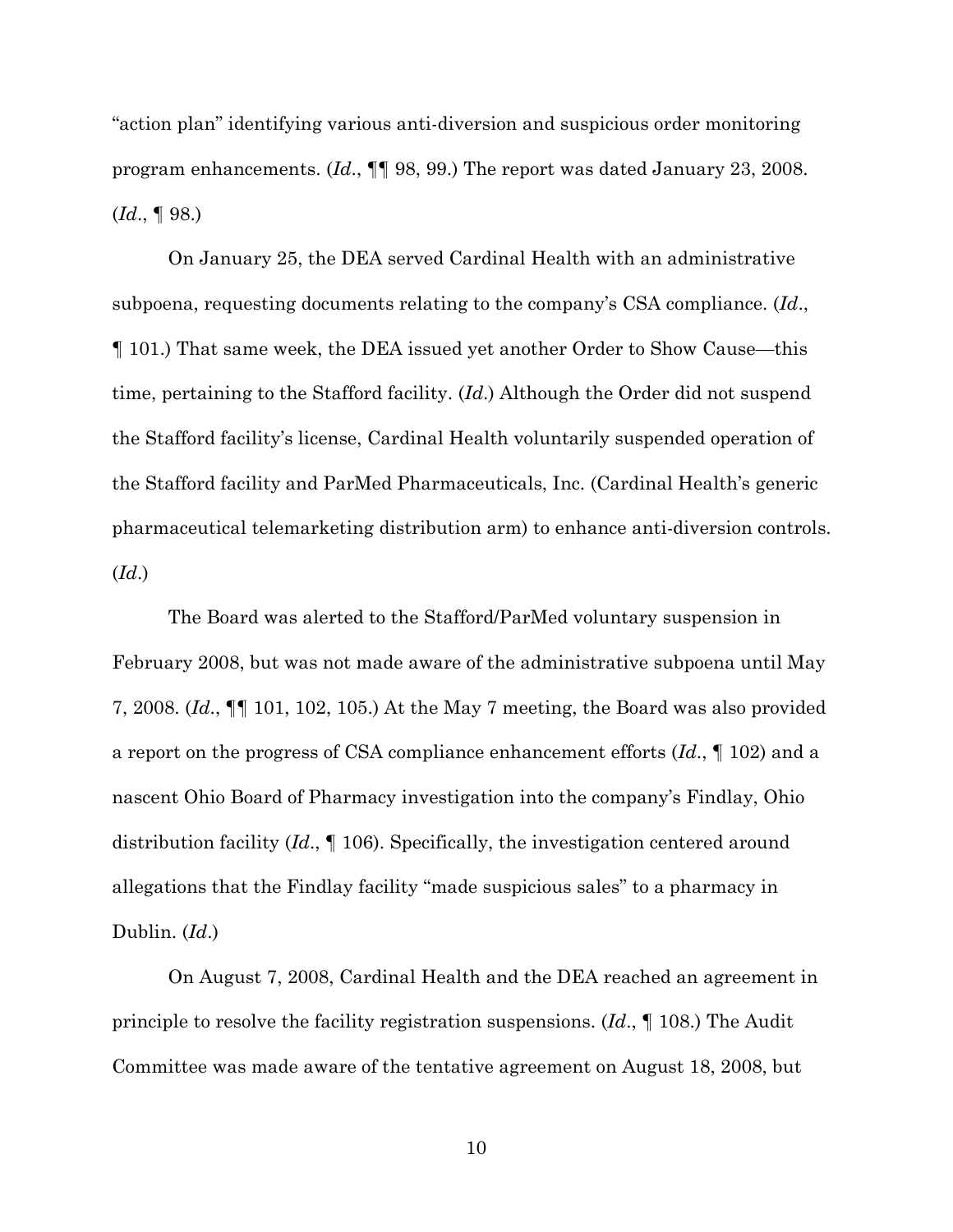"action plan" identifying various anti-diversion and suspicious order monitoring program enhancements. (*Id*., ¶¶ 98, 99.) The report was dated January 23, 2008. (*Id*., ¶ 98.)

On January 25, the DEA served Cardinal Health with an administrative subpoena, requesting documents relating to the company's CSA compliance. (*Id*., ¶ 101.) That same week, the DEA issued yet another Order to Show Cause—this time, pertaining to the Stafford facility. (*Id*.) Although the Order did not suspend the Stafford facility's license, Cardinal Health voluntarily suspended operation of the Stafford facility and ParMed Pharmaceuticals, Inc. (Cardinal Health's generic pharmaceutical telemarketing distribution arm) to enhance anti-diversion controls. (*Id*.)

The Board was alerted to the Stafford/ParMed voluntary suspension in February 2008, but was not made aware of the administrative subpoena until May 7, 2008. (*Id*., ¶¶ 101, 102, 105.) At the May 7 meeting, the Board was also provided a report on the progress of CSA compliance enhancement efforts (*Id*., ¶ 102) and a nascent Ohio Board of Pharmacy investigation into the company's Findlay, Ohio distribution facility (*Id*., ¶ 106). Specifically, the investigation centered around allegations that the Findlay facility "made suspicious sales" to a pharmacy in Dublin. (*Id*.)

On August 7, 2008, Cardinal Health and the DEA reached an agreement in principle to resolve the facility registration suspensions. (*Id*., ¶ 108.) The Audit Committee was made aware of the tentative agreement on August 18, 2008, but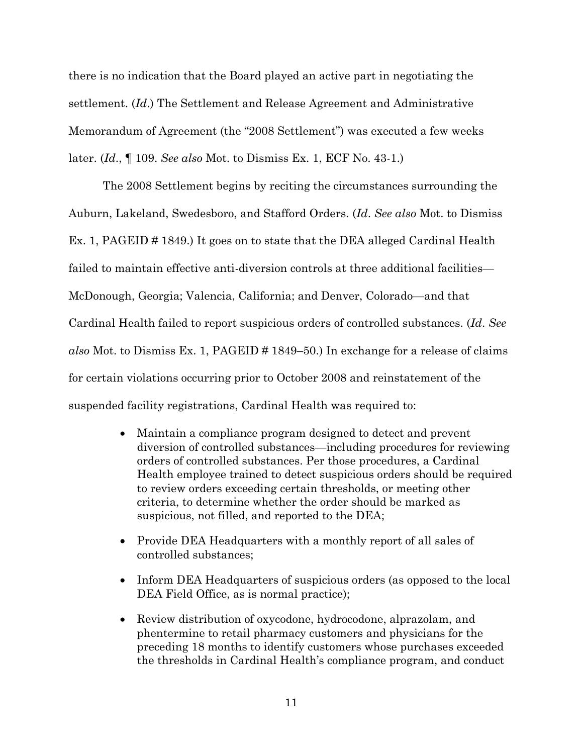there is no indication that the Board played an active part in negotiating the settlement. (*Id*.) The Settlement and Release Agreement and Administrative Memorandum of Agreement (the "2008 Settlement") was executed a few weeks later. (*Id*., ¶ 109. *See also* Mot. to Dismiss Ex. 1, ECF No. 43-1.)

The 2008 Settlement begins by reciting the circumstances surrounding the Auburn, Lakeland, Swedesboro, and Stafford Orders. (*Id*. *See also* Mot. to Dismiss Ex. 1, PAGEID # 1849.) It goes on to state that the DEA alleged Cardinal Health failed to maintain effective anti-diversion controls at three additional facilities—McDonough, Georgia; Valencia, California; and Denver, Colorado—and that Cardinal Health failed to report suspicious orders of controlled substances. (*Id*. *See also* Mot. to Dismiss Ex. 1, PAGEID # 1849–50.) In exchange for a release of claims for certain violations occurring prior to October 2008 and reinstatement of the suspended facility registrations, Cardinal Health was required to:

- Maintain a compliance program designed to detect and prevent diversion of controlled substances—including procedures for reviewing orders of controlled substances. Per those procedures, a Cardinal Health employee trained to detect suspicious orders should be required to review orders exceeding certain thresholds, or meeting other criteria, to determine whether the order should be marked as suspicious, not filled, and reported to the DEA;
- Provide DEA Headquarters with a monthly report of all sales of controlled substances;
- Inform DEA Headquarters of suspicious orders (as opposed to the local DEA Field Office, as is normal practice);
- Review distribution of oxycodone, hydrocodone, alprazolam, and phentermine to retail pharmacy customers and physicians for the preceding 18 months to identify customers whose purchases exceeded the thresholds in Cardinal Health's compliance program, and conduct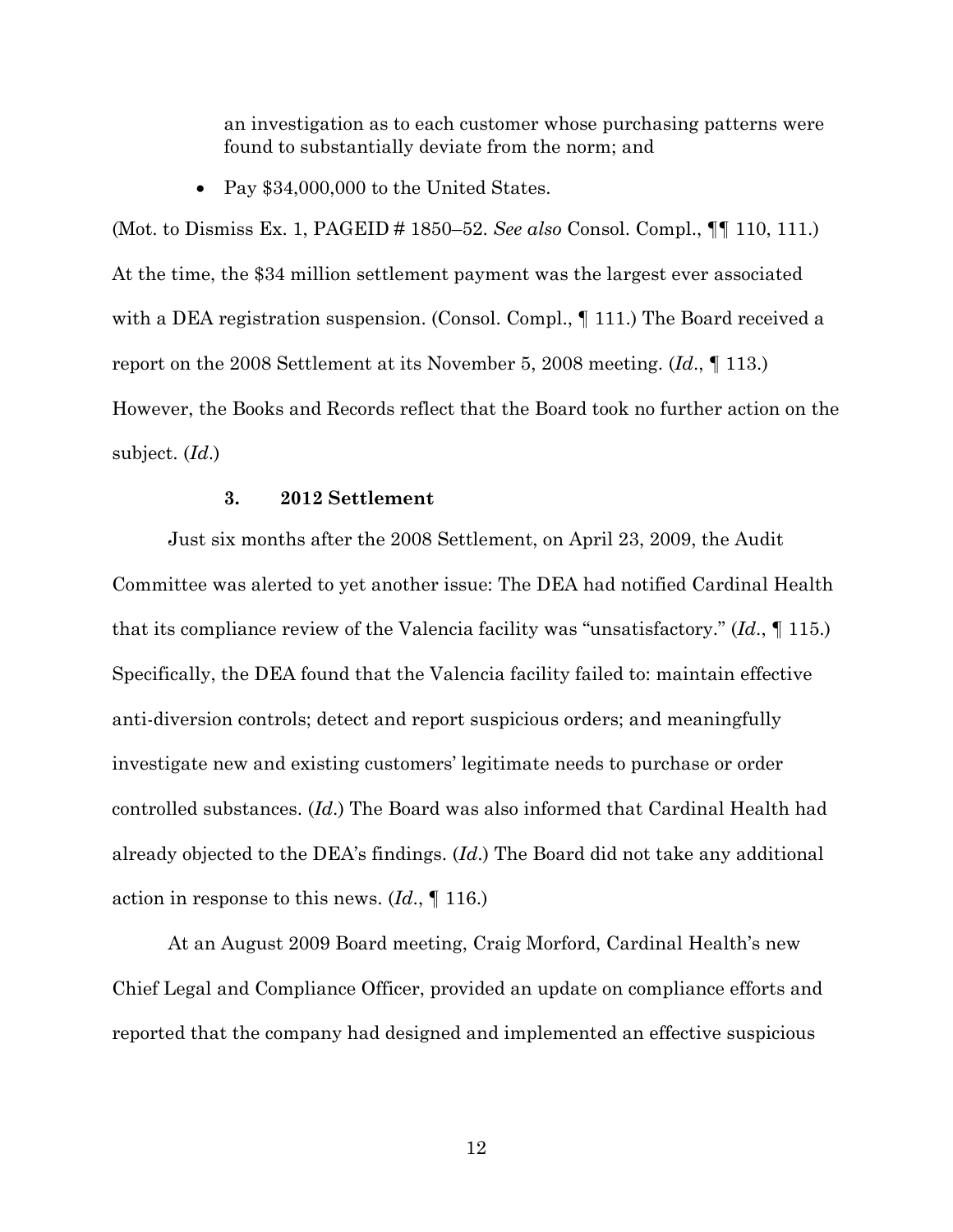an investigation as to each customer whose purchasing patterns were found to substantially deviate from the norm; and

- Pay $34,000,000 to the United States.

(Mot. to Dismiss Ex. 1, PAGEID # 1850–52. *See also* Consol. Compl., ¶¶ 110, 111.) At the time, the $34 million settlement payment was the largest ever associated with a DEA registration suspension. (Consol. Compl., ¶ 111.) The Board received a report on the 2008 Settlement at its November 5, 2008 meeting. (*Id*., ¶ 113.) However, the Books and Records reflect that the Board took no further action on the subject. (*Id*.)

### 3. 2012 Settlement

Just six months after the 2008 Settlement, on April 23, 2009, the Audit Committee was alerted to yet another issue: The DEA had notified Cardinal Health that its compliance review of the Valencia facility was "unsatisfactory." (*Id*., ¶ 115.) Specifically, the DEA found that the Valencia facility failed to: maintain effective anti-diversion controls; detect and report suspicious orders; and meaningfully investigate new and existing customers' legitimate needs to purchase or order controlled substances. (*Id*.) The Board was also informed that Cardinal Health had already objected to the DEA's findings. (*Id*.) The Board did not take any additional action in response to this news. (*Id*., ¶ 116.)

At an August 2009 Board meeting, Craig Morford, Cardinal Health's new Chief Legal and Compliance Officer, provided an update on compliance efforts and reported that the company had designed and implemented an effective suspicious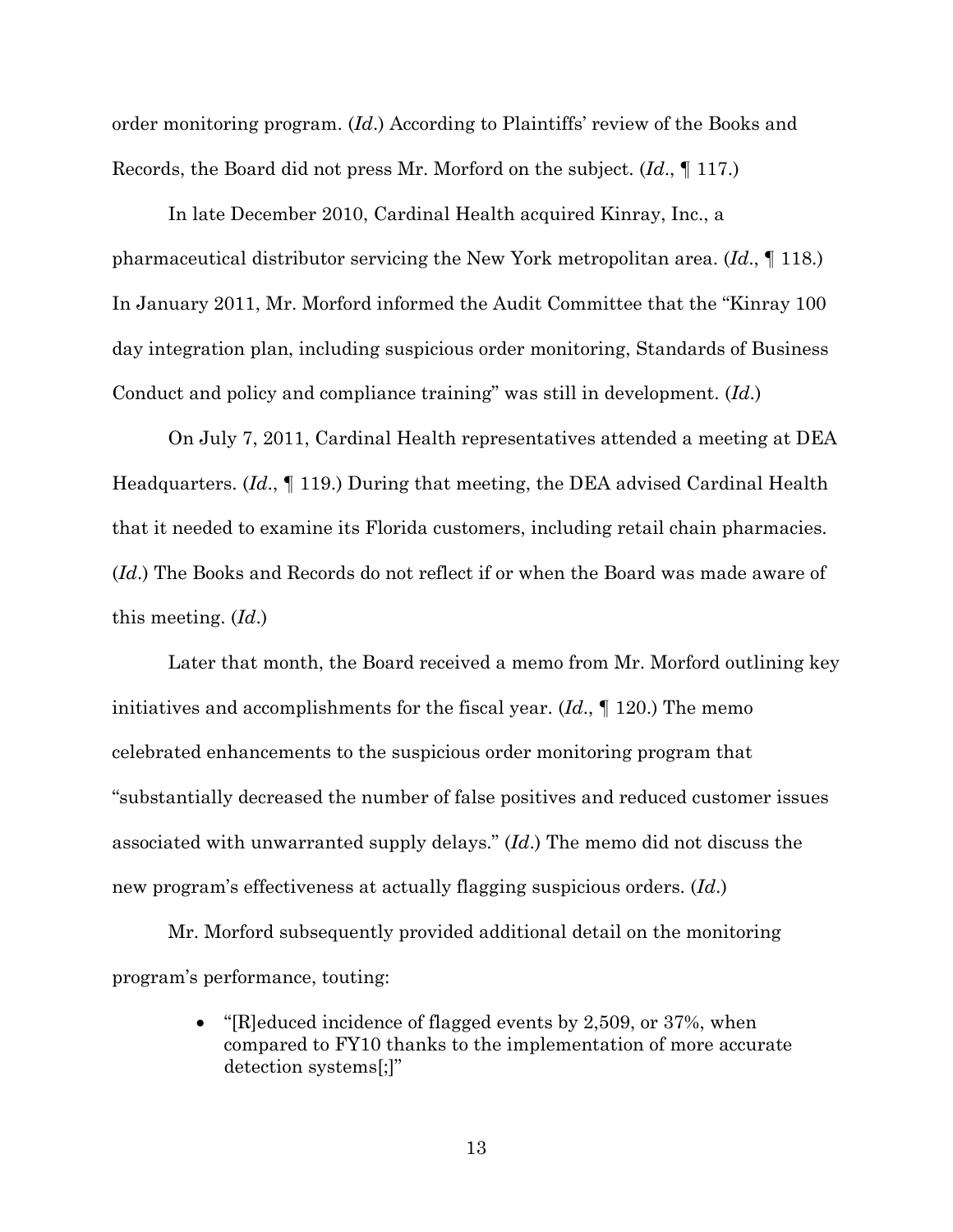order monitoring program. (*Id*.) According to Plaintiffs' review of the Books and Records, the Board did not press Mr. Morford on the subject. (*Id*., ¶ 117.)

In late December 2010, Cardinal Health acquired Kinray, Inc., a pharmaceutical distributor servicing the New York metropolitan area. (*Id*., ¶ 118.) In January 2011, Mr. Morford informed the Audit Committee that the "Kinray 100 day integration plan, including suspicious order monitoring, Standards of Business Conduct and policy and compliance training" was still in development. (*Id*.)

On July 7, 2011, Cardinal Health representatives attended a meeting at DEA Headquarters. (*Id*., ¶ 119.) During that meeting, the DEA advised Cardinal Health that it needed to examine its Florida customers, including retail chain pharmacies. (*Id*.) The Books and Records do not reflect if or when the Board was made aware of this meeting. (*Id*.)

Later that month, the Board received a memo from Mr. Morford outlining key initiatives and accomplishments for the fiscal year. (*Id*., ¶ 120.) The memo celebrated enhancements to the suspicious order monitoring program that "substantially decreased the number of false positives and reduced customer issues associated with unwarranted supply delays." (*Id*.) The memo did not discuss the new program's effectiveness at actually flagging suspicious orders. (*Id*.)

Mr. Morford subsequently provided additional detail on the monitoring program's performance, touting:

- "[R]educed incidence of flagged events by 2,509, or 37%, when compared to FY10 thanks to the implementation of more accurate detection systems[;]"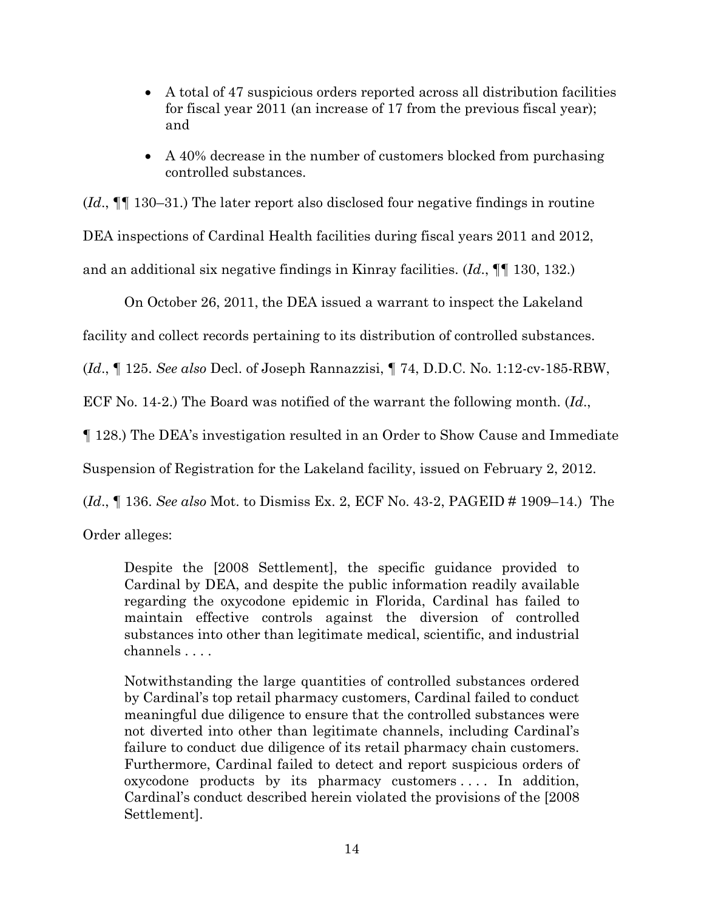- A total of 47 suspicious orders reported across all distribution facilities for fiscal year 2011 (an increase of 17 from the previous fiscal year); and
- A 40% decrease in the number of customers blocked from purchasing controlled substances.

(*Id*., ¶¶ 130–31.) The later report also disclosed four negative findings in routine DEA inspections of Cardinal Health facilities during fiscal years 2011 and 2012, and an additional six negative findings in Kinray facilities. (*Id*., ¶¶ 130, 132.)

On October 26, 2011, the DEA issued a warrant to inspect the Lakeland facility and collect records pertaining to its distribution of controlled substances. (*Id*., ¶ 125. *See also* Decl. of Joseph Rannazzisi, ¶ 74, D.D.C. No. 1:12-cv-185-RBW, ECF No. 14-2.) The Board was notified of the warrant the following month. (*Id*., ¶ 128.) The DEA's investigation resulted in an Order to Show Cause and Immediate Suspension of Registration for the Lakeland facility, issued on February 2, 2012. (*Id*., ¶ 136. *See also* Mot. to Dismiss Ex. 2, ECF No. 43-2, PAGEID # 1909–14.) The Order alleges:

> Despite the [2008 Settlement], the specific guidance provided to Cardinal by DEA, and despite the public information readily available regarding the oxycodone epidemic in Florida, Cardinal has failed to maintain effective controls against the diversion of controlled substances into other than legitimate medical, scientific, and industrial channels . . . .
>
> Notwithstanding the large quantities of controlled substances ordered by Cardinal's top retail pharmacy customers, Cardinal failed to conduct meaningful due diligence to ensure that the controlled substances were not diverted into other than legitimate channels, including Cardinal's failure to conduct due diligence of its retail pharmacy chain customers. Furthermore, Cardinal failed to detect and report suspicious orders of oxycodone products by its pharmacy customers . . . . In addition, Cardinal's conduct described herein violated the provisions of the [2008 Settlement].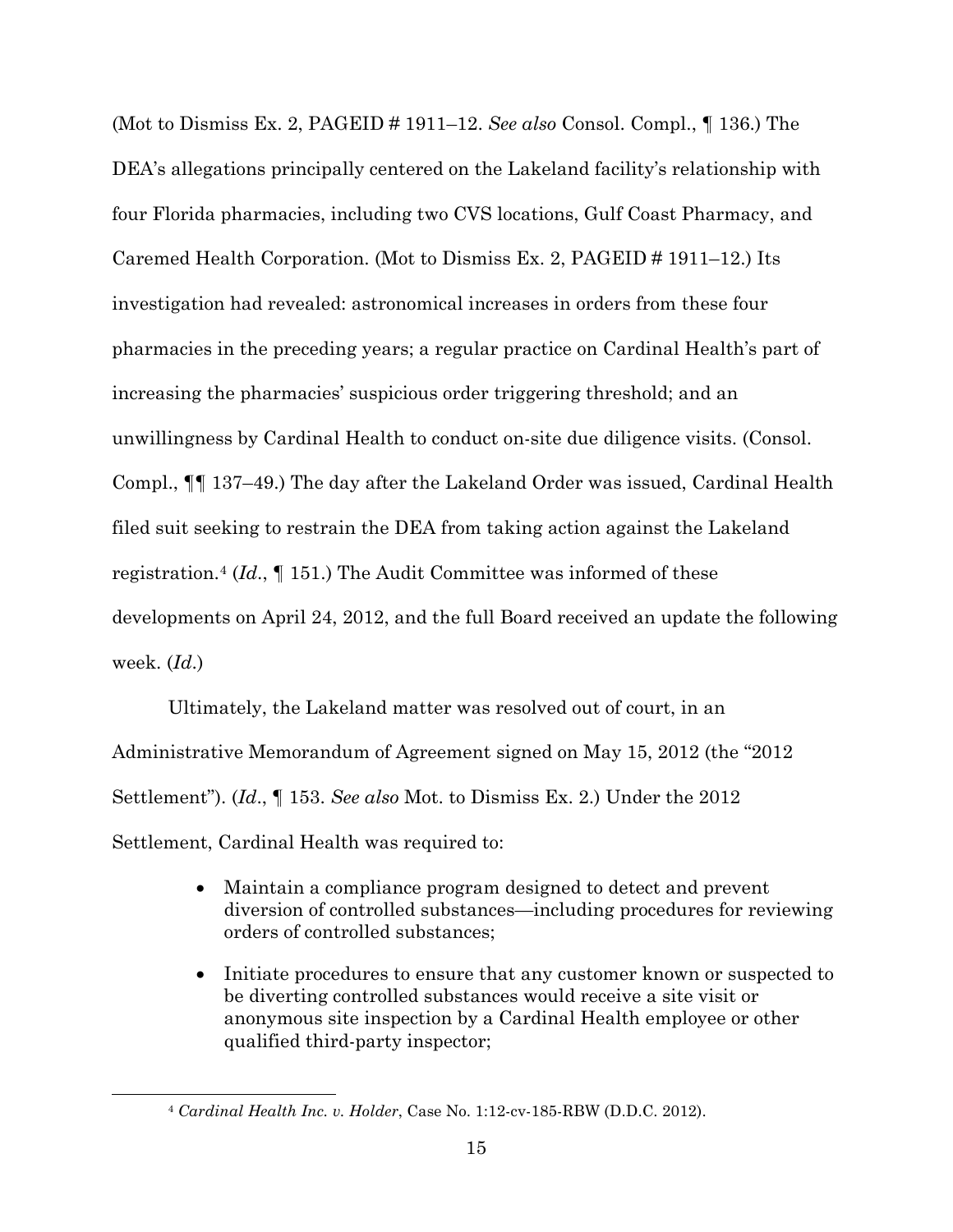(Mot to Dismiss Ex. 2, PAGEID # 1911–12. *See also* Consol. Compl., ¶ 136.) The DEA's allegations principally centered on the Lakeland facility's relationship with four Florida pharmacies, including two CVS locations, Gulf Coast Pharmacy, and Caremed Health Corporation. (Mot to Dismiss Ex. 2, PAGEID # 1911–12.) Its investigation had revealed: astronomical increases in orders from these four pharmacies in the preceding years; a regular practice on Cardinal Health's part of increasing the pharmacies' suspicious order triggering threshold; and an unwillingness by Cardinal Health to conduct on-site due diligence visits. (Consol. Compl., ¶¶ 137–49.) The day after the Lakeland Order was issued, Cardinal Health filed suit seeking to restrain the DEA from taking action against the Lakeland registration.[4] (*Id*., ¶ 151.) The Audit Committee was informed of these developments on April 24, 2012, and the full Board received an update the following week. (*Id*.)

Ultimately, the Lakeland matter was resolved out of court, in an Administrative Memorandum of Agreement signed on May 15, 2012 (the "2012 Settlement"). (*Id*., ¶ 153. *See also* Mot. to Dismiss Ex. 2.) Under the 2012 Settlement, Cardinal Health was required to:

- Maintain a compliance program designed to detect and prevent diversion of controlled substances—including procedures for reviewing orders of controlled substances;
- Initiate procedures to ensure that any customer known or suspected to be diverting controlled substances would receive a site visit or anonymous site inspection by a Cardinal Health employee or other qualified third-party inspector;

[4] *Cardinal Health Inc. v. Holder*, Case No. 1:12-cv-185-RBW (D.D.C. 2012).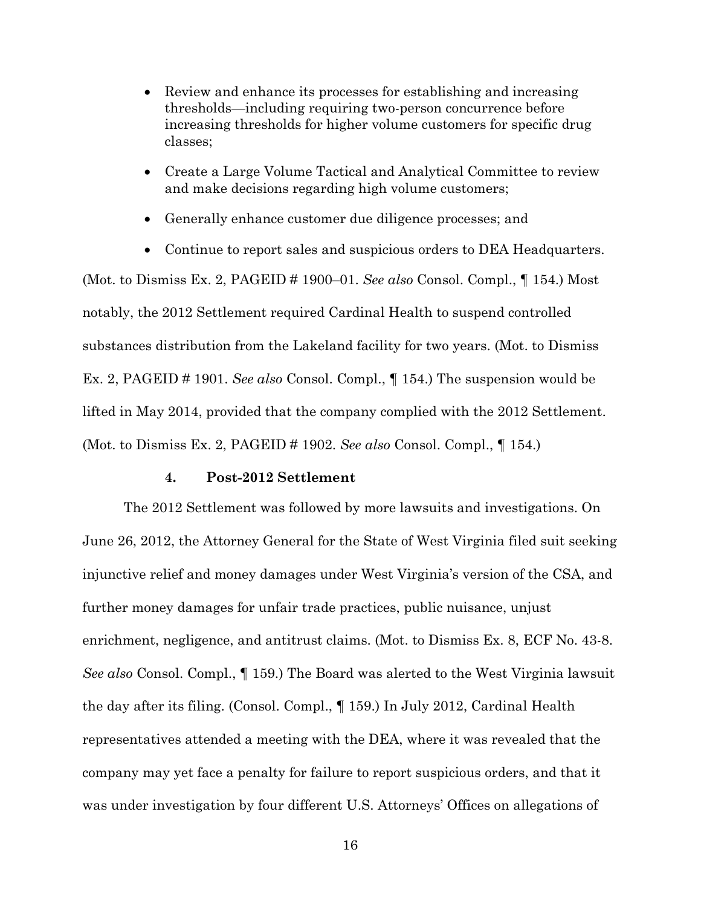- Review and enhance its processes for establishing and increasing thresholds—including requiring two-person concurrence before increasing thresholds for higher volume customers for specific drug classes;
- Create a Large Volume Tactical and Analytical Committee to review and make decisions regarding high volume customers;
- Generally enhance customer due diligence processes; and
- Continue to report sales and suspicious orders to DEA Headquarters.

(Mot. to Dismiss Ex. 2, PAGEID # 1900–01. *See also* Consol. Compl., ¶ 154.) Most notably, the 2012 Settlement required Cardinal Health to suspend controlled substances distribution from the Lakeland facility for two years. (Mot. to Dismiss Ex. 2, PAGEID # 1901. *See also* Consol. Compl., ¶ 154.) The suspension would be lifted in May 2014, provided that the company complied with the 2012 Settlement. (Mot. to Dismiss Ex. 2, PAGEID # 1902. *See also* Consol. Compl., ¶ 154.)

#### 4. Post-2012 Settlement

The 2012 Settlement was followed by more lawsuits and investigations. On June 26, 2012, the Attorney General for the State of West Virginia filed suit seeking injunctive relief and money damages under West Virginia's version of the CSA, and further money damages for unfair trade practices, public nuisance, unjust enrichment, negligence, and antitrust claims. (Mot. to Dismiss Ex. 8, ECF No. 43-8. *See also* Consol. Compl., ¶ 159.) The Board was alerted to the West Virginia lawsuit the day after its filing. (Consol. Compl., ¶ 159.) In July 2012, Cardinal Health representatives attended a meeting with the DEA, where it was revealed that the company may yet face a penalty for failure to report suspicious orders, and that it was under investigation by four different U.S. Attorneys' Offices on allegations of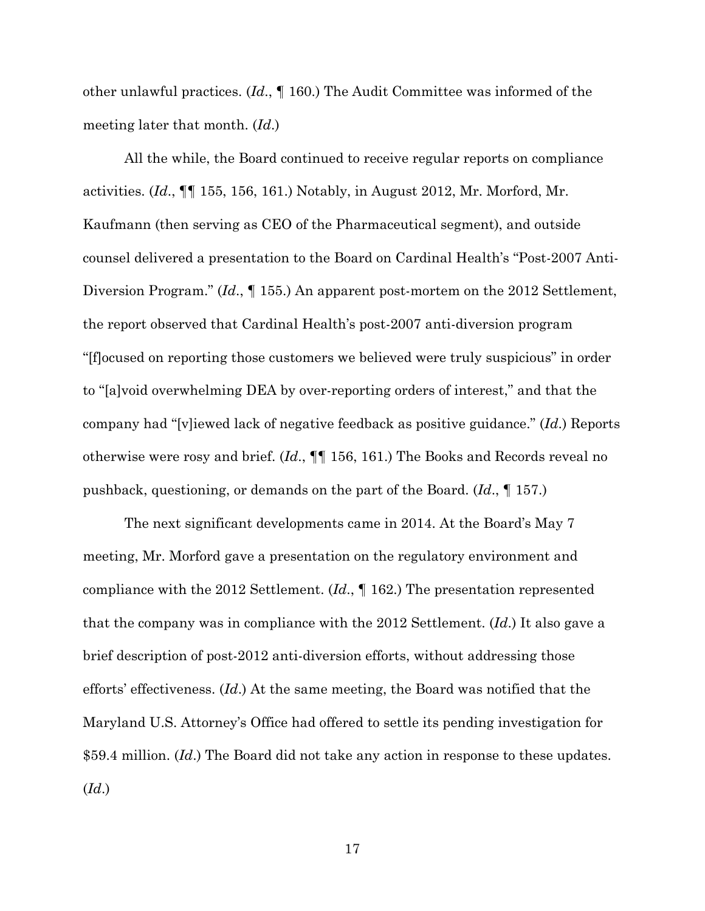other unlawful practices. (*Id.*, ¶ 160.) The Audit Committee was informed of the meeting later that month. (*Id.*)

All the while, the Board continued to receive regular reports on compliance activities. (*Id.*, ¶¶ 155, 156, 161.) Notably, in August 2012, Mr. Morford, Mr. Kaufmann (then serving as CEO of the Pharmaceutical segment), and outside counsel delivered a presentation to the Board on Cardinal Health's "Post-2007 Anti-Diversion Program." (*Id.*, ¶ 155.) An apparent post-mortem on the 2012 Settlement, the report observed that Cardinal Health's post-2007 anti-diversion program "[f]ocused on reporting those customers we believed were truly suspicious" in order to "[a]void overwhelming DEA by over-reporting orders of interest," and that the company had "[v]iewed lack of negative feedback as positive guidance." (*Id.*) Reports otherwise were rosy and brief. (*Id.*, ¶¶ 156, 161.) The Books and Records reveal no pushback, questioning, or demands on the part of the Board. (*Id.*, ¶ 157.)

The next significant developments came in 2014. At the Board's May 7 meeting, Mr. Morford gave a presentation on the regulatory environment and compliance with the 2012 Settlement. (*Id.*, ¶ 162.) The presentation represented that the company was in compliance with the 2012 Settlement. (*Id.*) It also gave a brief description of post-2012 anti-diversion efforts, without addressing those efforts' effectiveness. (*Id.*) At the same meeting, the Board was notified that the Maryland U.S. Attorney's Office had offered to settle its pending investigation for $59.4 million. (*Id.*) The Board did not take any action in response to these updates. (*Id.*)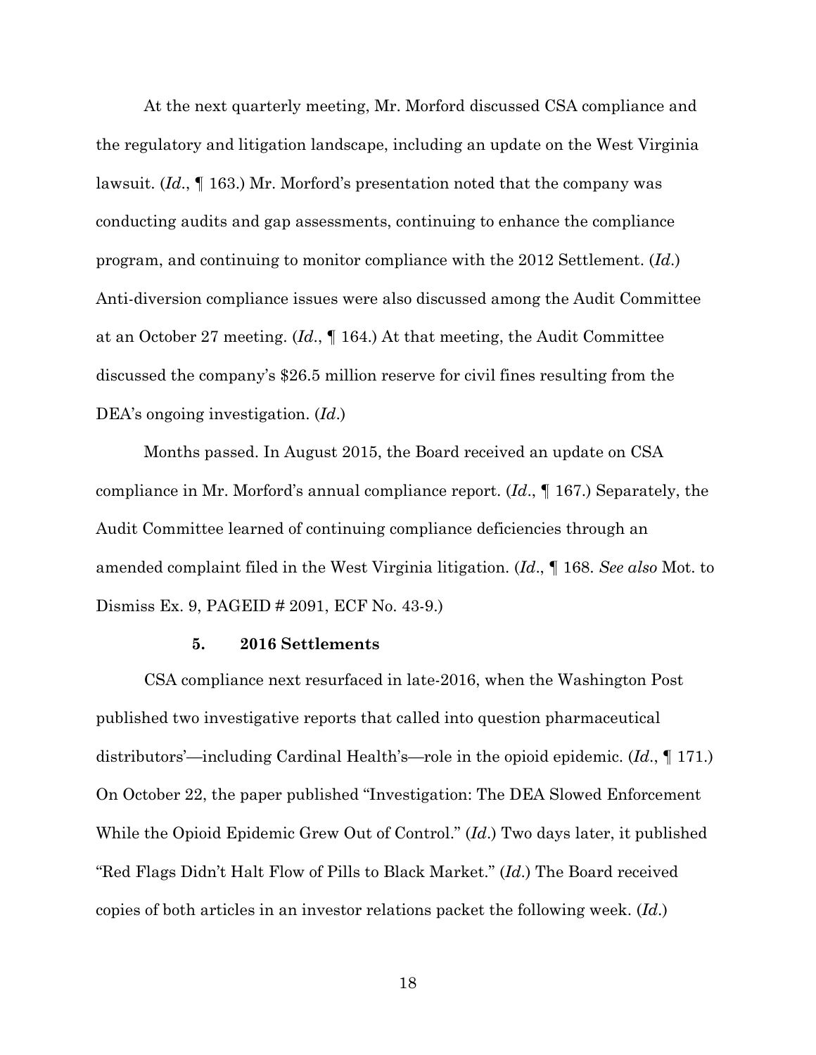At the next quarterly meeting, Mr. Morford discussed CSA compliance and the regulatory and litigation landscape, including an update on the West Virginia lawsuit. (*Id.*, ¶ 163.) Mr. Morford's presentation noted that the company was conducting audits and gap assessments, continuing to enhance the compliance program, and continuing to monitor compliance with the 2012 Settlement. (*Id.*) Anti-diversion compliance issues were also discussed among the Audit Committee at an October 27 meeting. (*Id.*, ¶ 164.) At that meeting, the Audit Committee discussed the company's $26.5 million reserve for civil fines resulting from the DEA's ongoing investigation. (*Id.*)

Months passed. In August 2015, the Board received an update on CSA compliance in Mr. Morford's annual compliance report. (*Id.*, ¶ 167.) Separately, the Audit Committee learned of continuing compliance deficiencies through an amended complaint filed in the West Virginia litigation. (*Id.*, ¶ 168. *See also* Mot. to Dismiss Ex. 9, PAGEID # 2091, ECF No. 43-9.)

#### 5. 2016 Settlements

CSA compliance next resurfaced in late-2016, when the Washington Post published two investigative reports that called into question pharmaceutical distributors'—including Cardinal Health's—role in the opioid epidemic. (*Id.*, ¶ 171.) On October 22, the paper published "Investigation: The DEA Slowed Enforcement While the Opioid Epidemic Grew Out of Control." (*Id.*) Two days later, it published "Red Flags Didn't Halt Flow of Pills to Black Market." (*Id.*) The Board received copies of both articles in an investor relations packet the following week. (*Id.*)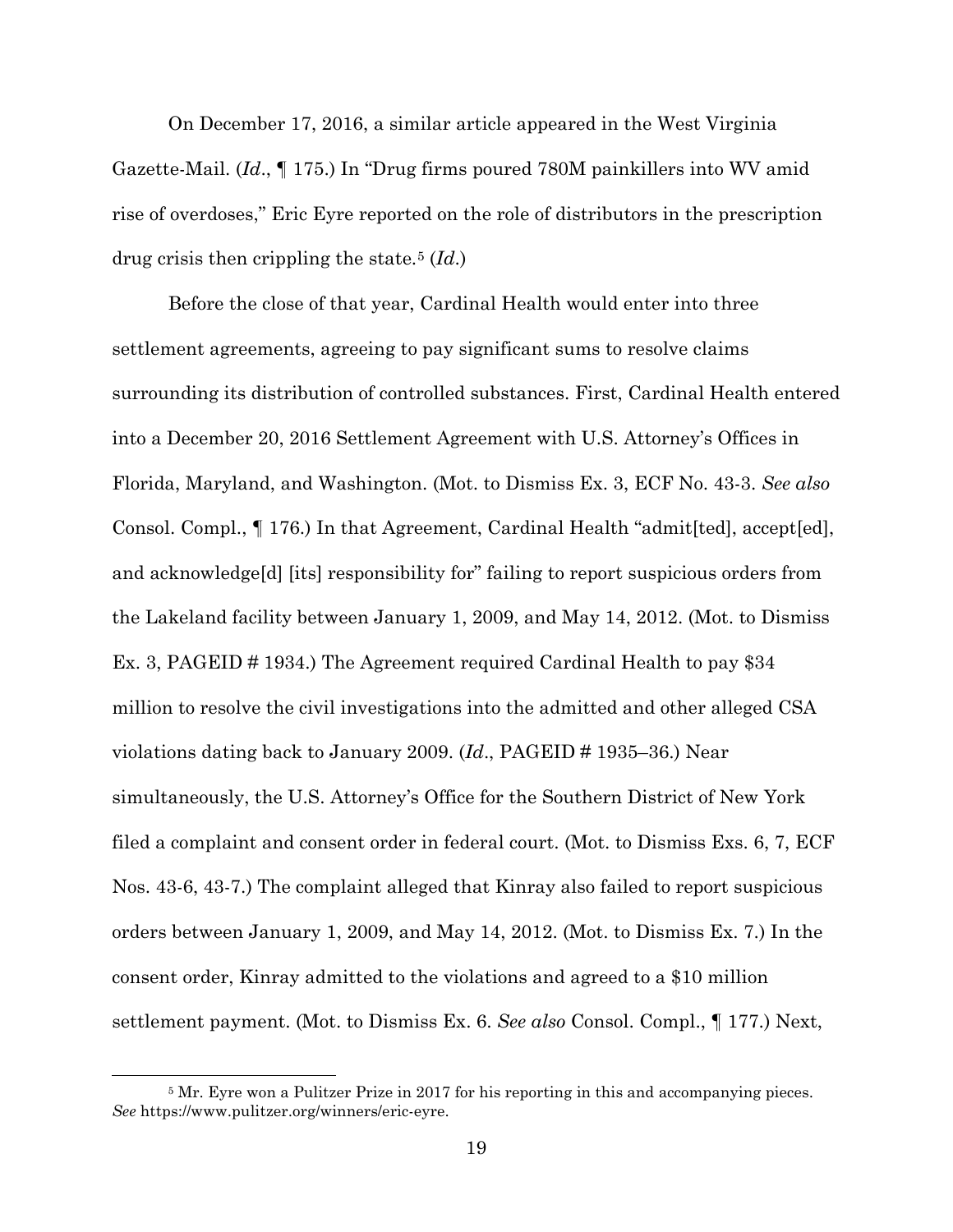On December 17, 2016, a similar article appeared in the West Virginia Gazette-Mail. (*Id*., ¶ 175.) In "Drug firms poured 780M painkillers into WV amid rise of overdoses," Eric Eyre reported on the role of distributors in the prescription drug crisis then crippling the state.[5] (*Id*.)

Before the close of that year, Cardinal Health would enter into three settlement agreements, agreeing to pay significant sums to resolve claims surrounding its distribution of controlled substances. First, Cardinal Health entered into a December 20, 2016 Settlement Agreement with U.S. Attorney's Offices in Florida, Maryland, and Washington. (Mot. to Dismiss Ex. 3, ECF No. 43-3. *See also* Consol. Compl., ¶ 176.) In that Agreement, Cardinal Health "admit[ted], accept[ed], and acknowledge[d] [its] responsibility for" failing to report suspicious orders from the Lakeland facility between January 1, 2009, and May 14, 2012. (Mot. to Dismiss Ex. 3, PAGEID # 1934.) The Agreement required Cardinal Health to pay $34 million to resolve the civil investigations into the admitted and other alleged CSA violations dating back to January 2009. (*Id*., PAGEID # 1935–36.) Near simultaneously, the U.S. Attorney's Office for the Southern District of New York filed a complaint and consent order in federal court. (Mot. to Dismiss Exs. 6, 7, ECF Nos. 43-6, 43-7.) The complaint alleged that Kinray also failed to report suspicious orders between January 1, 2009, and May 14, 2012. (Mot. to Dismiss Ex. 7.) In the consent order, Kinray admitted to the violations and agreed to a $10 million settlement payment. (Mot. to Dismiss Ex. 6. *See also* Consol. Compl., ¶ 177.) Next,

[5] Mr. Eyre won a Pulitzer Prize in 2017 for his reporting in this and accompanying pieces. *See* https://www.pulitzer.org/winners/eric-eyre.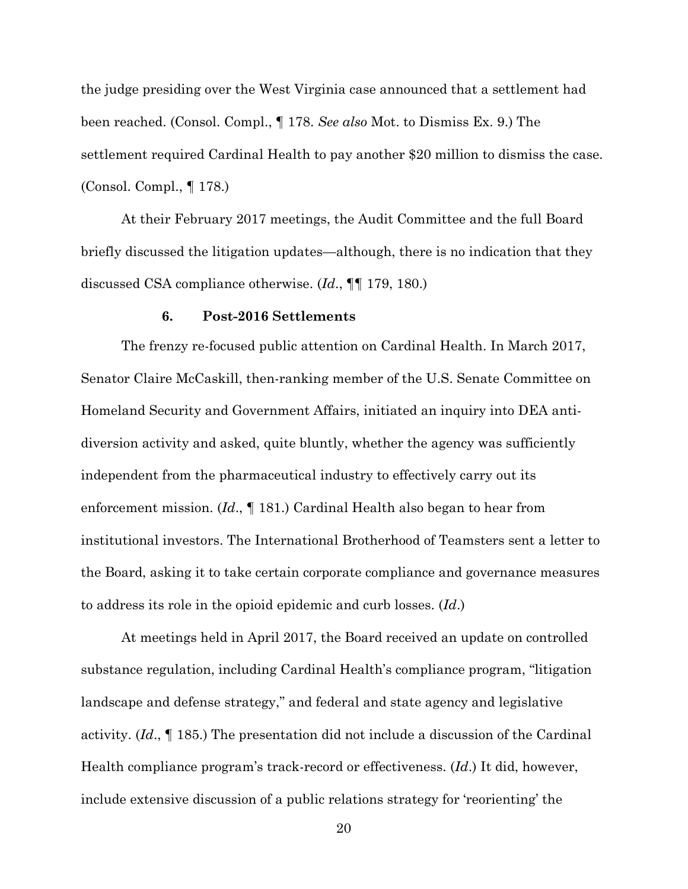the judge presiding over the West Virginia case announced that a settlement had been reached. (Consol. Compl., ¶ 178. *See also* Mot. to Dismiss Ex. 9.) The settlement required Cardinal Health to pay another $20 million to dismiss the case. (Consol. Compl., ¶ 178.)

At their February 2017 meetings, the Audit Committee and the full Board briefly discussed the litigation updates—although, there is no indication that they discussed CSA compliance otherwise. (*Id*., ¶¶ 179, 180.)

### 6. Post-2016 Settlements

The frenzy re-focused public attention on Cardinal Health. In March 2017, Senator Claire McCaskill, then-ranking member of the U.S. Senate Committee on Homeland Security and Government Affairs, initiated an inquiry into DEA anti-diversion activity and asked, quite bluntly, whether the agency was sufficiently independent from the pharmaceutical industry to effectively carry out its enforcement mission. (*Id*., ¶ 181.) Cardinal Health also began to hear from institutional investors. The International Brotherhood of Teamsters sent a letter to the Board, asking it to take certain corporate compliance and governance measures to address its role in the opioid epidemic and curb losses. (*Id*.)

At meetings held in April 2017, the Board received an update on controlled substance regulation, including Cardinal Health's compliance program, "litigation landscape and defense strategy," and federal and state agency and legislative activity. (*Id*., ¶ 185.) The presentation did not include a discussion of the Cardinal Health compliance program's track-record or effectiveness. (*Id*.) It did, however, include extensive discussion of a public relations strategy for 'reorienting' the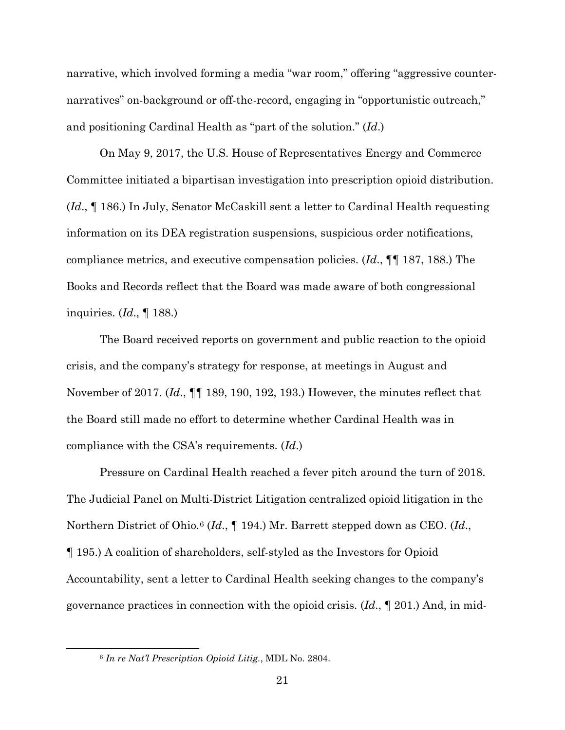narrative, which involved forming a media "war room," offering "aggressive counter-narratives" on-background or off-the-record, engaging in "opportunistic outreach," and positioning Cardinal Health as "part of the solution." (*Id*.)

On May 9, 2017, the U.S. House of Representatives Energy and Commerce Committee initiated a bipartisan investigation into prescription opioid distribution. (*Id*., ¶ 186.) In July, Senator McCaskill sent a letter to Cardinal Health requesting information on its DEA registration suspensions, suspicious order notifications, compliance metrics, and executive compensation policies. (*Id*., ¶¶ 187, 188.) The Books and Records reflect that the Board was made aware of both congressional inquiries. (*Id*., ¶ 188.)

The Board received reports on government and public reaction to the opioid crisis, and the company's strategy for response, at meetings in August and November of 2017. (*Id*., ¶¶ 189, 190, 192, 193.) However, the minutes reflect that the Board still made no effort to determine whether Cardinal Health was in compliance with the CSA's requirements. (*Id*.)

Pressure on Cardinal Health reached a fever pitch around the turn of 2018. The Judicial Panel on Multi-District Litigation centralized opioid litigation in the Northern District of Ohio.[6] (*Id*., ¶ 194.) Mr. Barrett stepped down as CEO. (*Id*., ¶ 195.) A coalition of shareholders, self-styled as the Investors for Opioid Accountability, sent a letter to Cardinal Health seeking changes to the company's governance practices in connection with the opioid crisis. (*Id*., ¶ 201.) And, in mid-

[6] *In re Nat'l Prescription Opioid Litig.*, MDL No. 2804.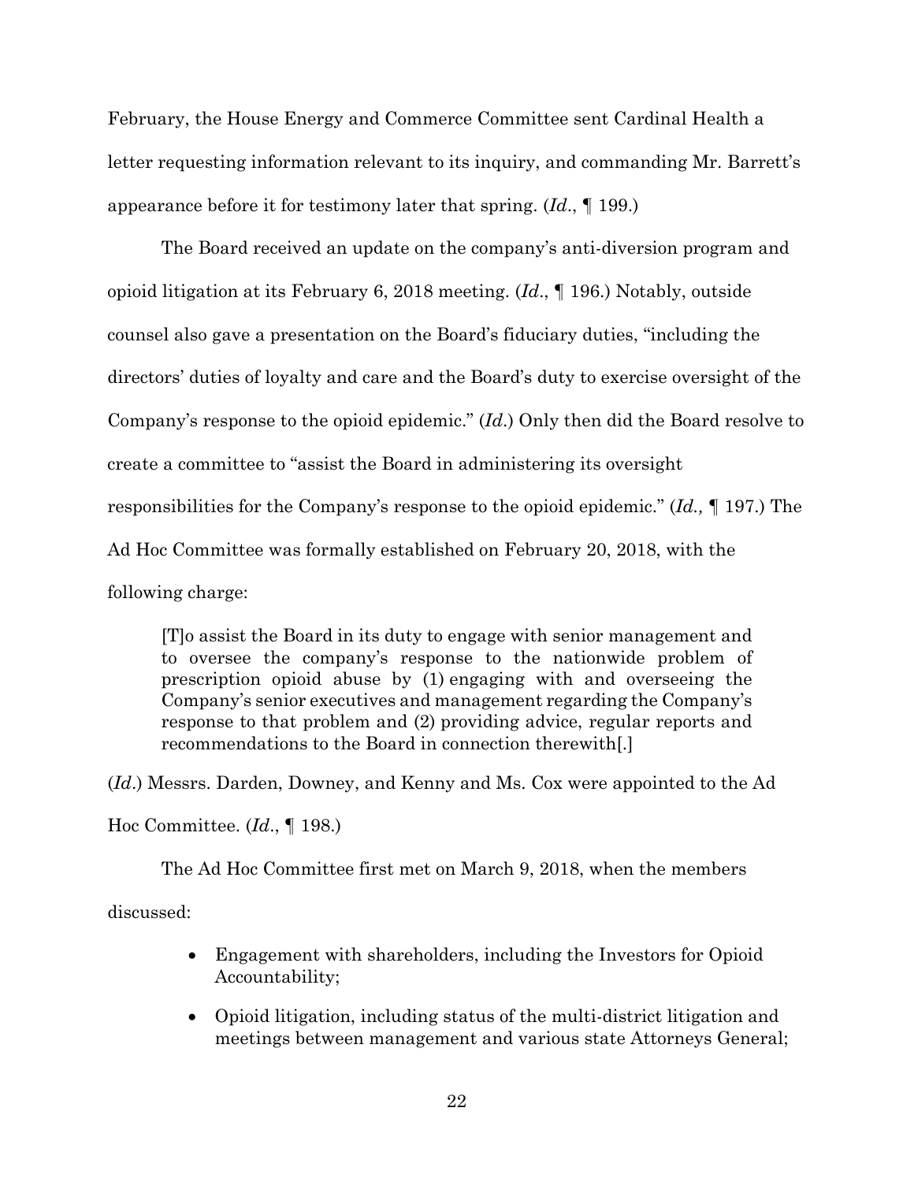February, the House Energy and Commerce Committee sent Cardinal Health a letter requesting information relevant to its inquiry, and commanding Mr. Barrett's appearance before it for testimony later that spring. (*Id*., ¶ 199.)

The Board received an update on the company's anti-diversion program and opioid litigation at its February 6, 2018 meeting. (*Id*., ¶ 196.) Notably, outside counsel also gave a presentation on the Board's fiduciary duties, "including the directors' duties of loyalty and care and the Board's duty to exercise oversight of the Company's response to the opioid epidemic." (*Id*.) Only then did the Board resolve to create a committee to "assist the Board in administering its oversight responsibilities for the Company's response to the opioid epidemic." (*Id.,* ¶ 197.) The Ad Hoc Committee was formally established on February 20, 2018, with the following charge:

> [T]o assist the Board in its duty to engage with senior management and to oversee the company's response to the nationwide problem of prescription opioid abuse by (1) engaging with and overseeing the Company's senior executives and management regarding the Company's response to that problem and (2) providing advice, regular reports and recommendations to the Board in connection therewith[.]

(*Id*.) Messrs. Darden, Downey, and Kenny and Ms. Cox were appointed to the Ad Hoc Committee. (*Id*., ¶ 198.)

The Ad Hoc Committee first met on March 9, 2018, when the members discussed:

- Engagement with shareholders, including the Investors for Opioid Accountability;
- Opioid litigation, including status of the multi-district litigation and meetings between management and various state Attorneys General;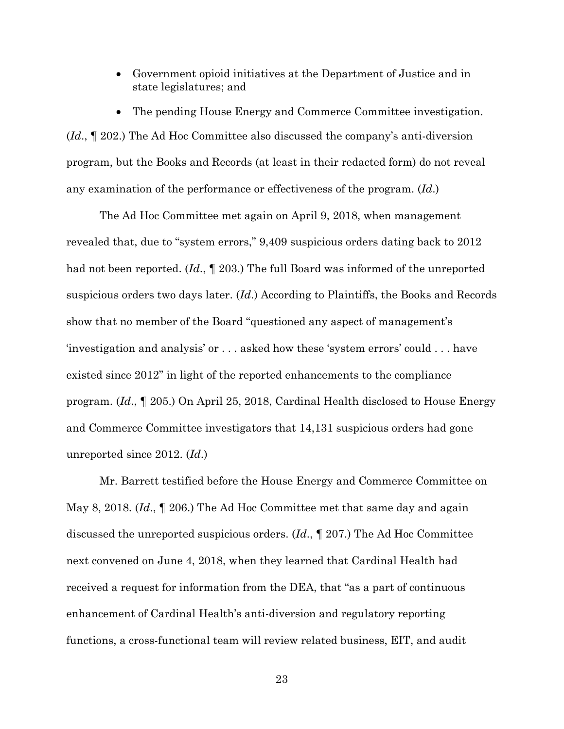- Government opioid initiatives at the Department of Justice and in state legislatures; and
- The pending House Energy and Commerce Committee investigation.

(*Id*., ¶ 202.) The Ad Hoc Committee also discussed the company's anti-diversion program, but the Books and Records (at least in their redacted form) do not reveal any examination of the performance or effectiveness of the program. (*Id*.)

The Ad Hoc Committee met again on April 9, 2018, when management revealed that, due to "system errors," 9,409 suspicious orders dating back to 2012 had not been reported. (*Id*., ¶ 203.) The full Board was informed of the unreported suspicious orders two days later. (*Id*.) According to Plaintiffs, the Books and Records show that no member of the Board "questioned any aspect of management's 'investigation and analysis' or . . . asked how these 'system errors' could . . . have existed since 2012" in light of the reported enhancements to the compliance program. (*Id*., ¶ 205.) On April 25, 2018, Cardinal Health disclosed to House Energy and Commerce Committee investigators that 14,131 suspicious orders had gone unreported since 2012. (*Id*.)

Mr. Barrett testified before the House Energy and Commerce Committee on May 8, 2018. (*Id*., ¶ 206.) The Ad Hoc Committee met that same day and again discussed the unreported suspicious orders. (*Id*., ¶ 207.) The Ad Hoc Committee next convened on June 4, 2018, when they learned that Cardinal Health had received a request for information from the DEA, that "as a part of continuous enhancement of Cardinal Health's anti-diversion and regulatory reporting functions, a cross-functional team will review related business, EIT, and audit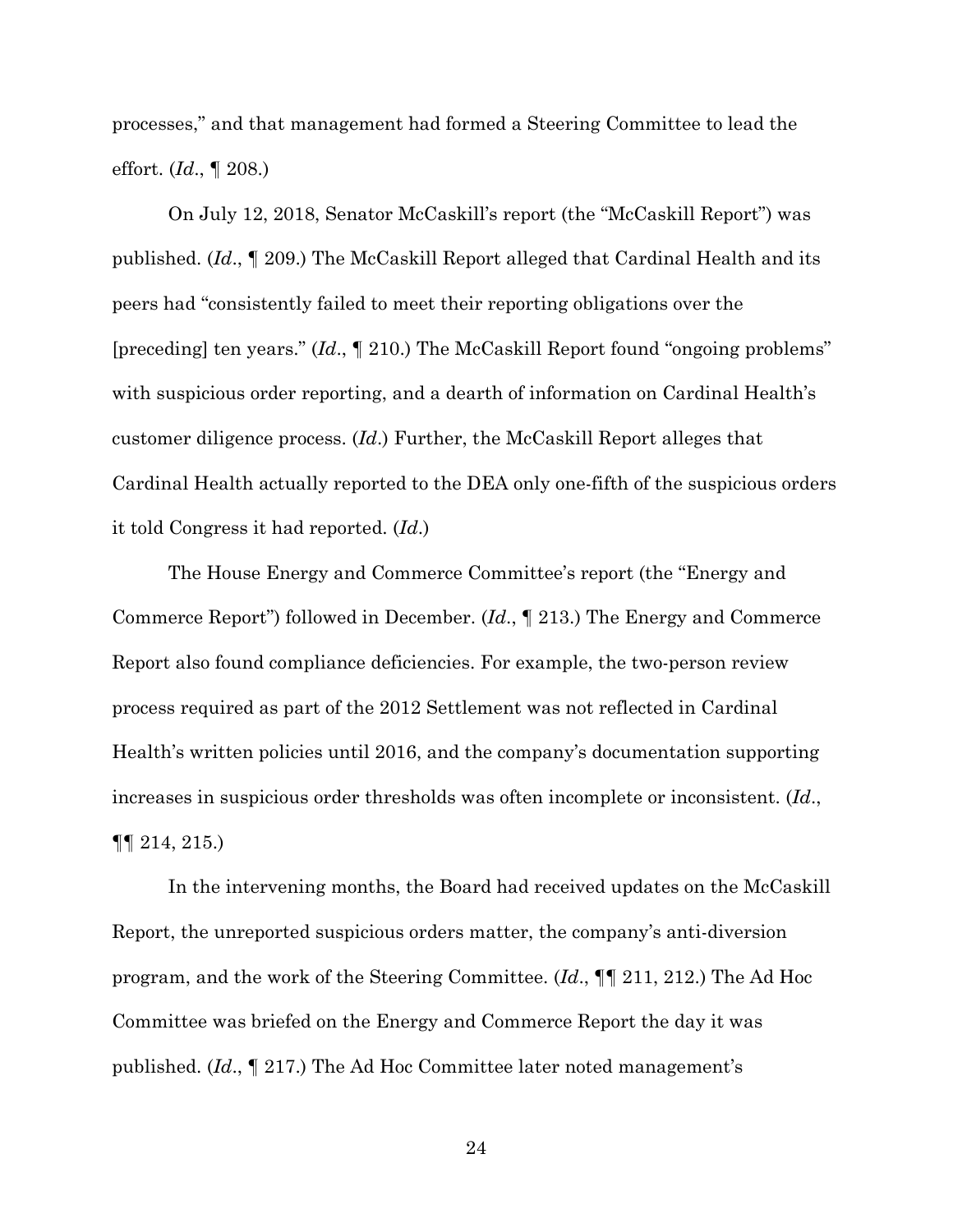processes," and that management had formed a Steering Committee to lead the effort. (*Id*., ¶ 208.)

On July 12, 2018, Senator McCaskill's report (the "McCaskill Report") was published. (*Id*., ¶ 209.) The McCaskill Report alleged that Cardinal Health and its peers had "consistently failed to meet their reporting obligations over the [preceding] ten years." (*Id*., ¶ 210.) The McCaskill Report found "ongoing problems" with suspicious order reporting, and a dearth of information on Cardinal Health's customer diligence process. (*Id*.) Further, the McCaskill Report alleges that Cardinal Health actually reported to the DEA only one-fifth of the suspicious orders it told Congress it had reported. (*Id*.)

The House Energy and Commerce Committee's report (the "Energy and Commerce Report") followed in December. (*Id*., ¶ 213.) The Energy and Commerce Report also found compliance deficiencies. For example, the two-person review process required as part of the 2012 Settlement was not reflected in Cardinal Health's written policies until 2016, and the company's documentation supporting increases in suspicious order thresholds was often incomplete or inconsistent. (*Id*., ¶¶ 214, 215.)

In the intervening months, the Board had received updates on the McCaskill Report, the unreported suspicious orders matter, the company's anti-diversion program, and the work of the Steering Committee. (*Id*., ¶¶ 211, 212.) The Ad Hoc Committee was briefed on the Energy and Commerce Report the day it was published. (*Id*., ¶ 217.) The Ad Hoc Committee later noted management's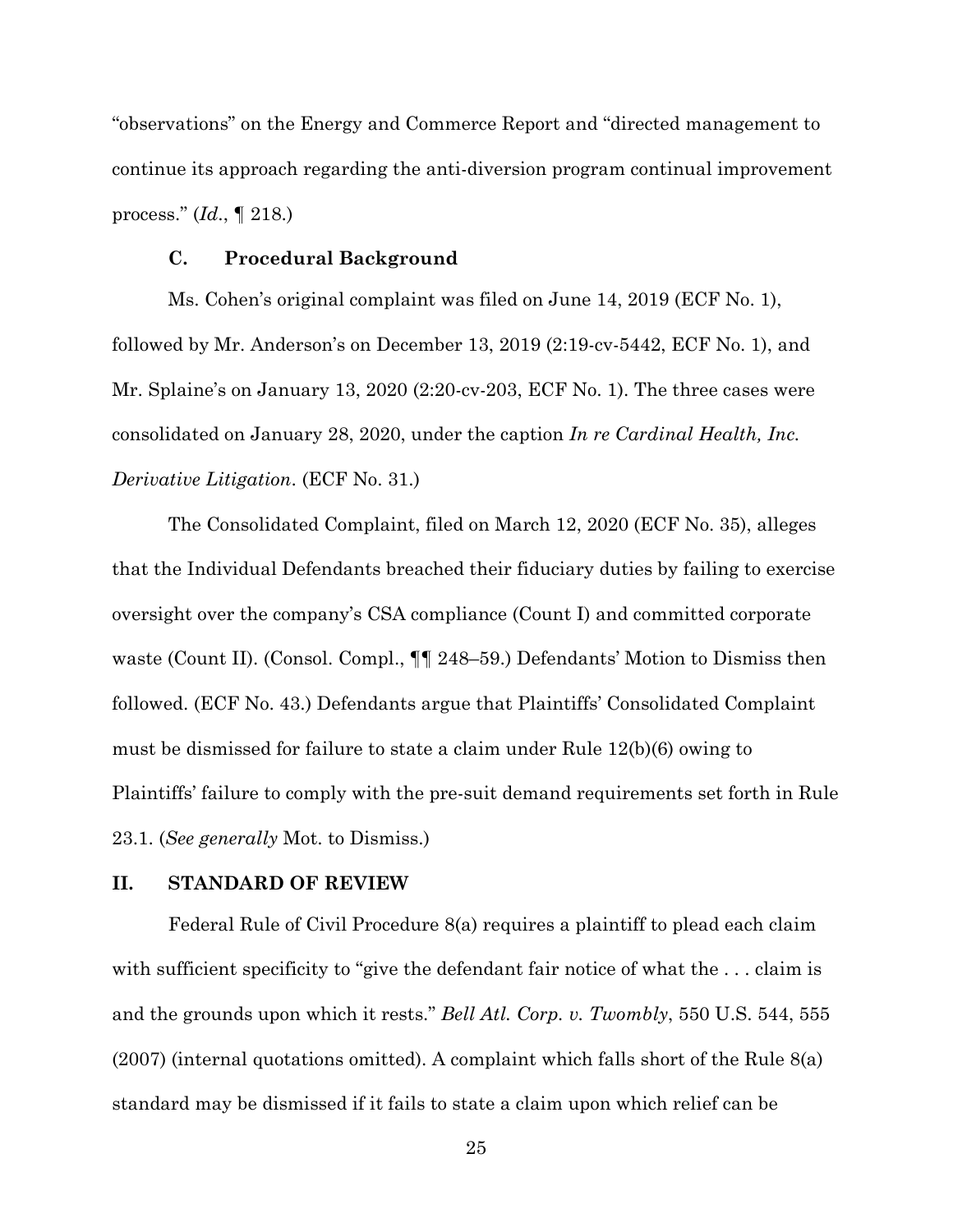"observations" on the Energy and Commerce Report and "directed management to continue its approach regarding the anti-diversion program continual improvement process." (*Id*., ¶ 218.)

### C. Procedural Background

Ms. Cohen's original complaint was filed on June 14, 2019 (ECF No. 1), followed by Mr. Anderson's on December 13, 2019 (2:19-cv-5442, ECF No. 1), and Mr. Splaine's on January 13, 2020 (2:20-cv-203, ECF No. 1). The three cases were consolidated on January 28, 2020, under the caption *In re Cardinal Health, Inc. Derivative Litigation*. (ECF No. 31.)

The Consolidated Complaint, filed on March 12, 2020 (ECF No. 35), alleges that the Individual Defendants breached their fiduciary duties by failing to exercise oversight over the company's CSA compliance (Count I) and committed corporate waste (Count II). (Consol. Compl., ¶¶ 248–59.) Defendants' Motion to Dismiss then followed. (ECF No. 43.) Defendants argue that Plaintiffs' Consolidated Complaint must be dismissed for failure to state a claim under Rule 12(b)(6) owing to Plaintiffs' failure to comply with the pre-suit demand requirements set forth in Rule 23.1. (*See generally* Mot. to Dismiss.)

## II. STANDARD OF REVIEW

Federal Rule of Civil Procedure 8(a) requires a plaintiff to plead each claim with sufficient specificity to "give the defendant fair notice of what the . . . claim is and the grounds upon which it rests." *Bell Atl. Corp. v. Twombly*, 550 U.S. 544, 555 (2007) (internal quotations omitted). A complaint which falls short of the Rule 8(a) standard may be dismissed if it fails to state a claim upon which relief can be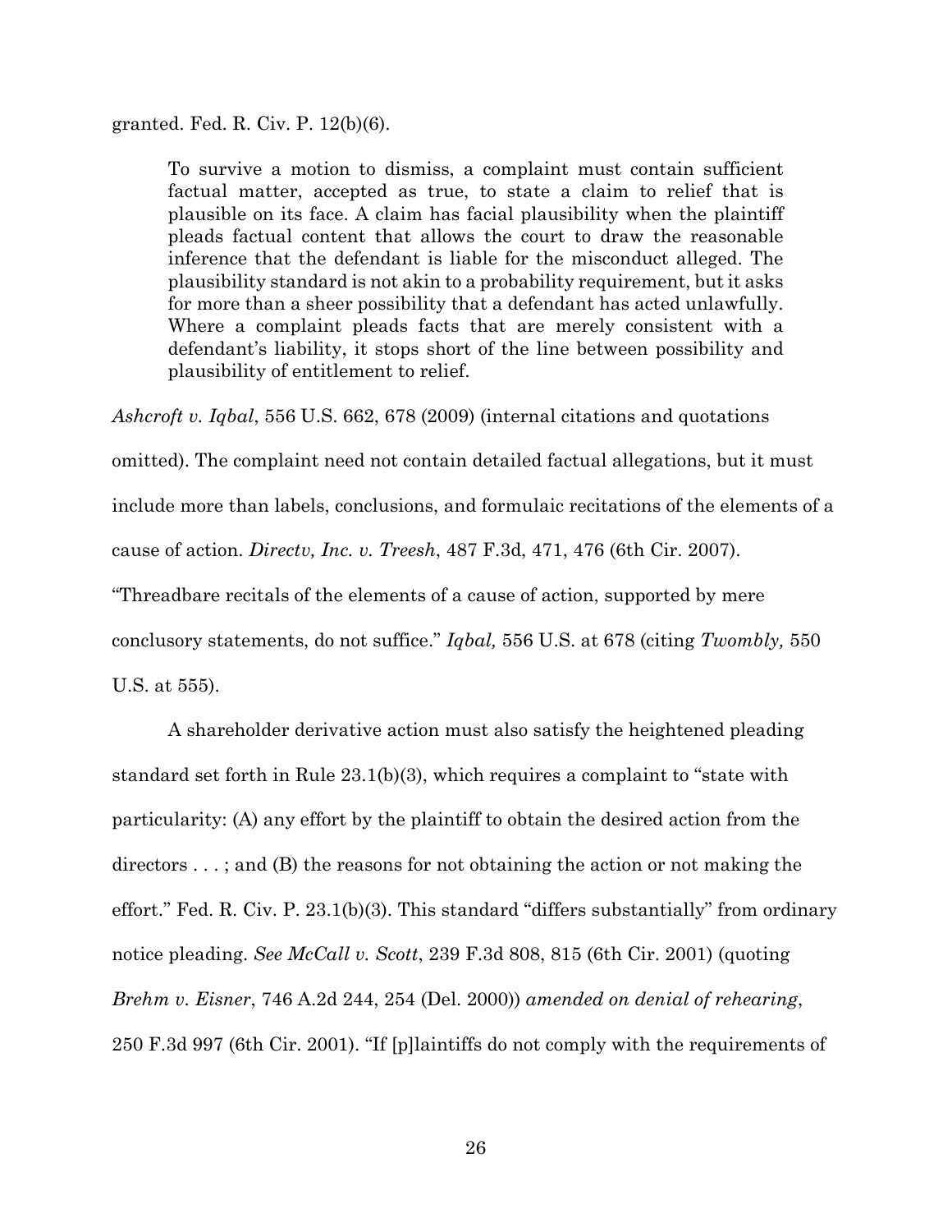granted. Fed. R. Civ. P. 12(b)(6).

> To survive a motion to dismiss, a complaint must contain sufficient factual matter, accepted as true, to state a claim to relief that is plausible on its face. A claim has facial plausibility when the plaintiff pleads factual content that allows the court to draw the reasonable inference that the defendant is liable for the misconduct alleged. The plausibility standard is not akin to a probability requirement, but it asks for more than a sheer possibility that a defendant has acted unlawfully. Where a complaint pleads facts that are merely consistent with a defendant's liability, it stops short of the line between possibility and plausibility of entitlement to relief.

*Ashcroft v. Iqbal*, 556 U.S. 662, 678 (2009) (internal citations and quotations omitted). The complaint need not contain detailed factual allegations, but it must include more than labels, conclusions, and formulaic recitations of the elements of a cause of action. *Directv, Inc. v. Treesh*, 487 F.3d, 471, 476 (6th Cir. 2007). "Threadbare recitals of the elements of a cause of action, supported by mere conclusory statements, do not suffice." *Iqbal,* 556 U.S. at 678 (citing *Twombly,* 550 U.S. at 555).

A shareholder derivative action must also satisfy the heightened pleading standard set forth in Rule 23.1(b)(3), which requires a complaint to "state with particularity: (A) any effort by the plaintiff to obtain the desired action from the directors . . . ; and (B) the reasons for not obtaining the action or not making the effort." Fed. R. Civ. P. 23.1(b)(3). This standard "differs substantially" from ordinary notice pleading. *See McCall v. Scott*, 239 F.3d 808, 815 (6th Cir. 2001) (quoting *Brehm v. Eisner*, 746 A.2d 244, 254 (Del. 2000)) *amended on denial of rehearing*, 250 F.3d 997 (6th Cir. 2001). "If [p]laintiffs do not comply with the requirements of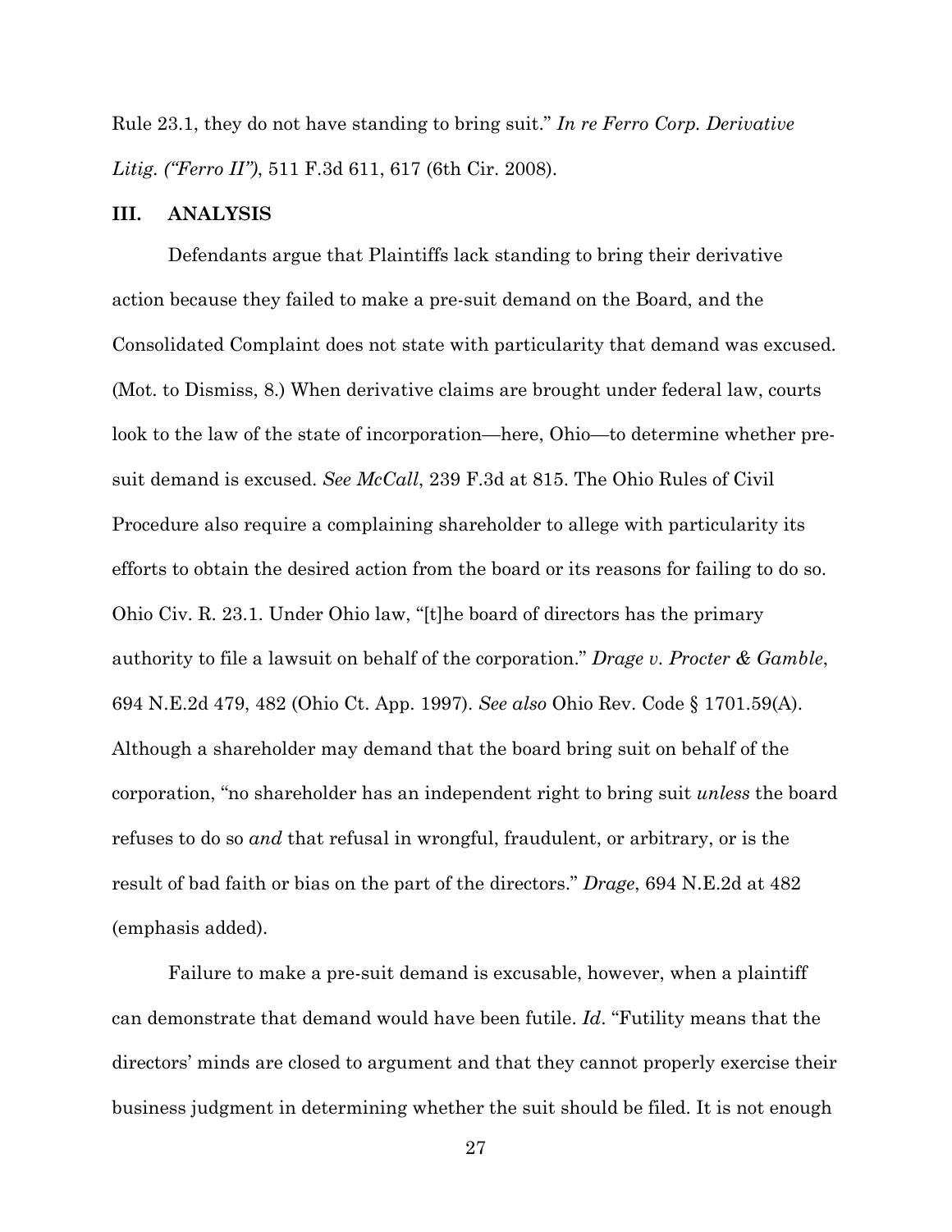Rule 23.1, they do not have standing to bring suit." *In re Ferro Corp. Derivative Litig. ("Ferro II")*, 511 F.3d 611, 617 (6th Cir. 2008).

## III. ANALYSIS

Defendants argue that Plaintiffs lack standing to bring their derivative action because they failed to make a pre-suit demand on the Board, and the Consolidated Complaint does not state with particularity that demand was excused. (Mot. to Dismiss, 8.) When derivative claims are brought under federal law, courts look to the law of the state of incorporation—here, Ohio—to determine whether pre-suit demand is excused. *See McCall*, 239 F.3d at 815. The Ohio Rules of Civil Procedure also require a complaining shareholder to allege with particularity its efforts to obtain the desired action from the board or its reasons for failing to do so. Ohio Civ. R. 23.1. Under Ohio law, "[t]he board of directors has the primary authority to file a lawsuit on behalf of the corporation." *Drage v. Procter & Gamble*, 694 N.E.2d 479, 482 (Ohio Ct. App. 1997). *See also* Ohio Rev. Code § 1701.59(A). Although a shareholder may demand that the board bring suit on behalf of the corporation, "no shareholder has an independent right to bring suit *unless* the board refuses to do so *and* that refusal in wrongful, fraudulent, or arbitrary, or is the result of bad faith or bias on the part of the directors." *Drage*, 694 N.E.2d at 482 (emphasis added).

Failure to make a pre-suit demand is excusable, however, when a plaintiff can demonstrate that demand would have been futile. *Id*. "Futility means that the directors' minds are closed to argument and that they cannot properly exercise their business judgment in determining whether the suit should be filed. It is not enough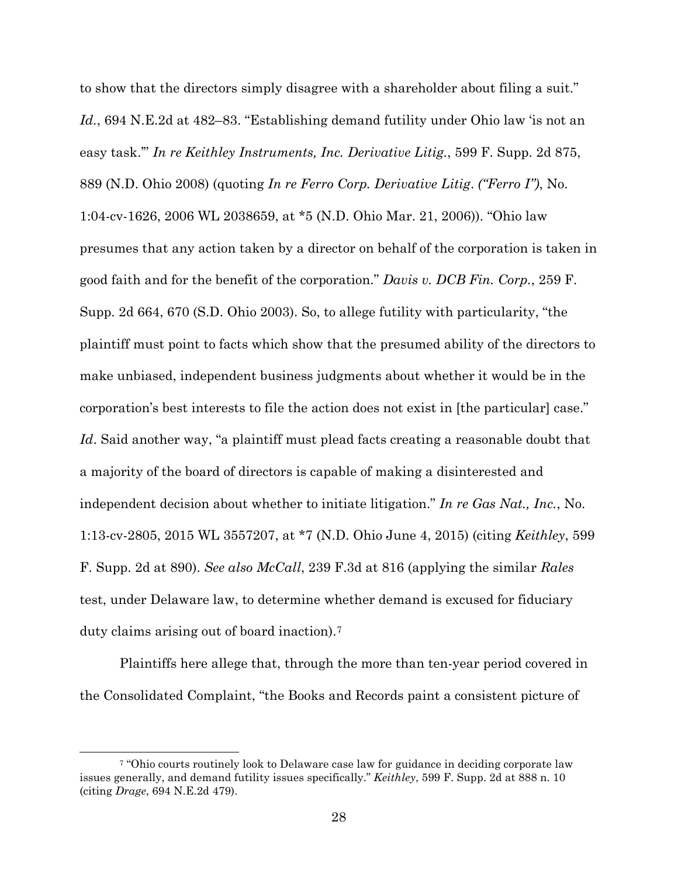to show that the directors simply disagree with a shareholder about filing a suit." *Id.*, 694 N.E.2d at 482–83. "Establishing demand futility under Ohio law 'is not an easy task.'" *In re Keithley Instruments, Inc. Derivative Litig.*, 599 F. Supp. 2d 875, 889 (N.D. Ohio 2008) (quoting *In re Ferro Corp. Derivative Litig. ("Ferro I")*, No. 1:04-cv-1626, 2006 WL 2038659, at *5 (N.D. Ohio Mar. 21, 2006)). "Ohio law presumes that any action taken by a director on behalf of the corporation is taken in good faith and for the benefit of the corporation." *Davis v. DCB Fin. Corp.*, 259 F. Supp. 2d 664, 670 (S.D. Ohio 2003). So, to allege futility with particularity, "the plaintiff must point to facts which show that the presumed ability of the directors to make unbiased, independent business judgments about whether it would be in the corporation's best interests to file the action does not exist in [the particular] case." *Id*. Said another way, "a plaintiff must plead facts creating a reasonable doubt that a majority of the board of directors is capable of making a disinterested and independent decision about whether to initiate litigation." *In re Gas Nat., Inc.*, No. 1:13-cv-2805, 2015 WL 3557207, at *7 (N.D. Ohio June 4, 2015) (citing *Keithley*, 599 F. Supp. 2d at 890). *See also McCall*, 239 F.3d at 816 (applying the similar *Rales* test, under Delaware law, to determine whether demand is excused for fiduciary duty claims arising out of board inaction).[7]

Plaintiffs here allege that, through the more than ten-year period covered in the Consolidated Complaint, "the Books and Records paint a consistent picture of

---

[7] "Ohio courts routinely look to Delaware case law for guidance in deciding corporate law issues generally, and demand futility issues specifically." *Keithley*, 599 F. Supp. 2d at 888 n. 10 (citing *Drage*, 694 N.E.2d 479).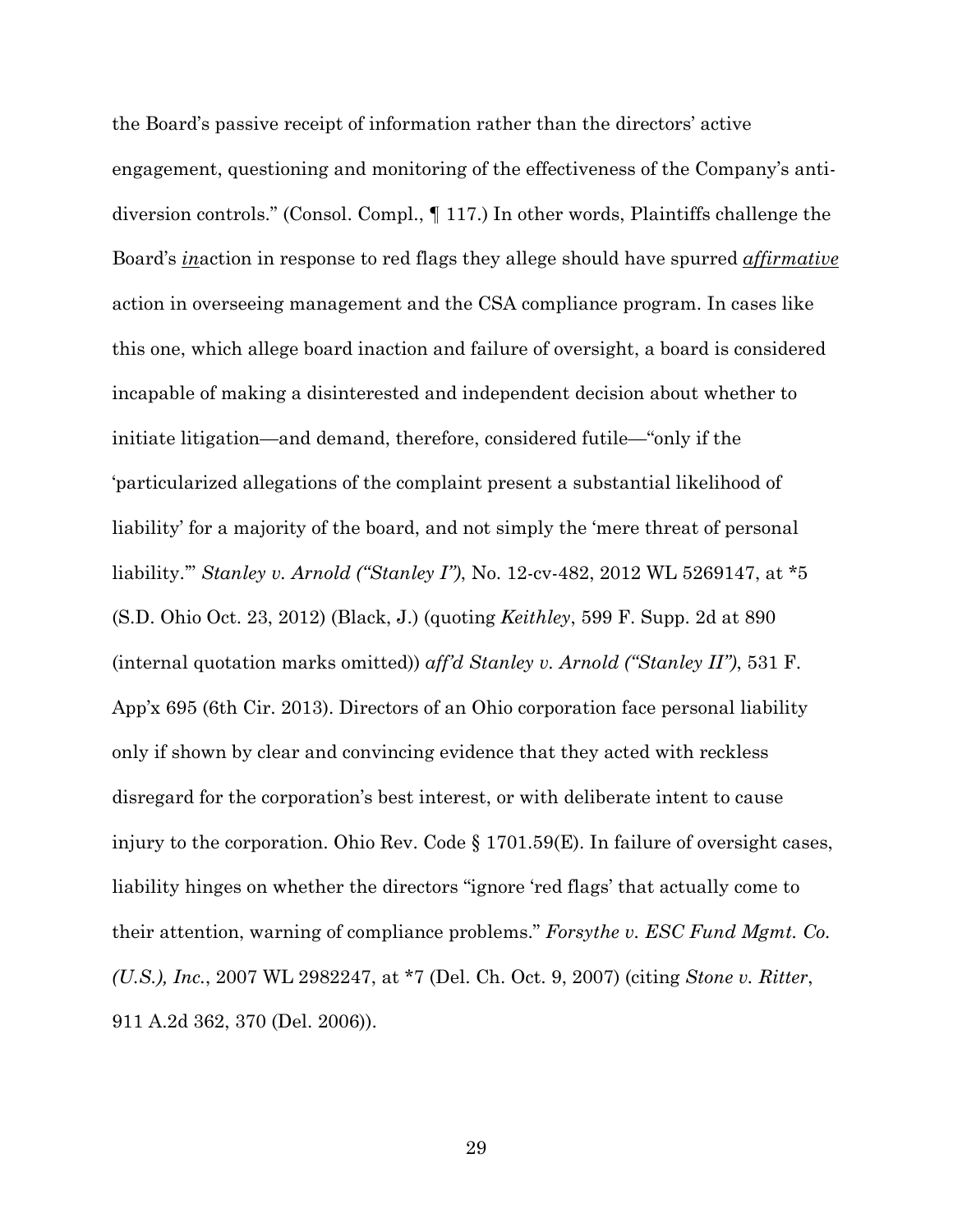the Board's passive receipt of information rather than the directors' active engagement, questioning and monitoring of the effectiveness of the Company's anti-diversion controls." (Consol. Compl., ¶ 117.) In other words, Plaintiffs challenge the Board's <u>*in*</u>action in response to red flags they allege should have spurred <u>*affirmative*</u> action in overseeing management and the CSA compliance program. In cases like this one, which allege board inaction and failure of oversight, a board is considered incapable of making a disinterested and independent decision about whether to initiate litigation—and demand, therefore, considered futile—"only if the 'particularized allegations of the complaint present a substantial likelihood of liability' for a majority of the board, and not simply the 'mere threat of personal liability.'" *Stanley v. Arnold ("Stanley I")*, No. 12-cv-482, 2012 WL 5269147, at *5 (S.D. Ohio Oct. 23, 2012) (Black, J.) (quoting *Keithley*, 599 F. Supp. 2d at 890 (internal quotation marks omitted)) *aff'd Stanley v. Arnold ("Stanley II")*, 531 F. App'x 695 (6th Cir. 2013). Directors of an Ohio corporation face personal liability only if shown by clear and convincing evidence that they acted with reckless disregard for the corporation's best interest, or with deliberate intent to cause injury to the corporation. Ohio Rev. Code § 1701.59(E). In failure of oversight cases, liability hinges on whether the directors "ignore 'red flags' that actually come to their attention, warning of compliance problems." *Forsythe v. ESC Fund Mgmt. Co. (U.S.), Inc.*, 2007 WL 2982247, at *7 (Del. Ch. Oct. 9, 2007) (citing *Stone v. Ritter*, 911 A.2d 362, 370 (Del. 2006)).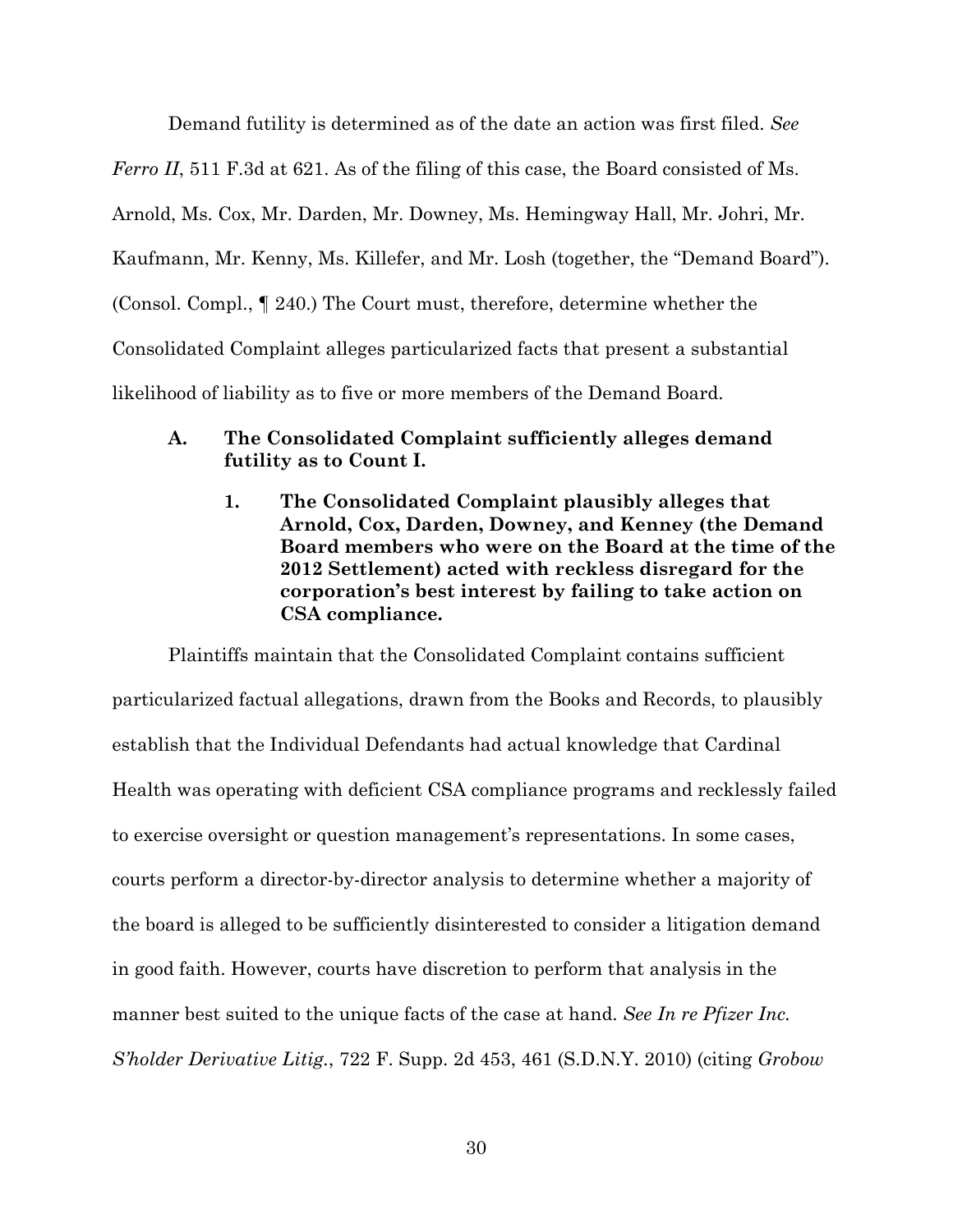Demand futility is determined as of the date an action was first filed. *See Ferro II*, 511 F.3d at 621. As of the filing of this case, the Board consisted of Ms. Arnold, Ms. Cox, Mr. Darden, Mr. Downey, Ms. Hemingway Hall, Mr. Johri, Mr. Kaufmann, Mr. Kenny, Ms. Killefer, and Mr. Losh (together, the "Demand Board"). (Consol. Compl., ¶ 240.) The Court must, therefore, determine whether the Consolidated Complaint alleges particularized facts that present a substantial likelihood of liability as to five or more members of the Demand Board.

### A. The Consolidated Complaint sufficiently alleges demand futility as to Count I.

#### 1. The Consolidated Complaint plausibly alleges that Arnold, Cox, Darden, Downey, and Kenney (the Demand Board members who were on the Board at the time of the 2012 Settlement) acted with reckless disregard for the corporation's best interest by failing to take action on CSA compliance.

Plaintiffs maintain that the Consolidated Complaint contains sufficient particularized factual allegations, drawn from the Books and Records, to plausibly establish that the Individual Defendants had actual knowledge that Cardinal Health was operating with deficient CSA compliance programs and recklessly failed to exercise oversight or question management's representations. In some cases, courts perform a director-by-director analysis to determine whether a majority of the board is alleged to be sufficiently disinterested to consider a litigation demand in good faith. However, courts have discretion to perform that analysis in the manner best suited to the unique facts of the case at hand. *See In re Pfizer Inc. S'holder Derivative Litig.*, 722 F. Supp. 2d 453, 461 (S.D.N.Y. 2010) (citing *Grobow*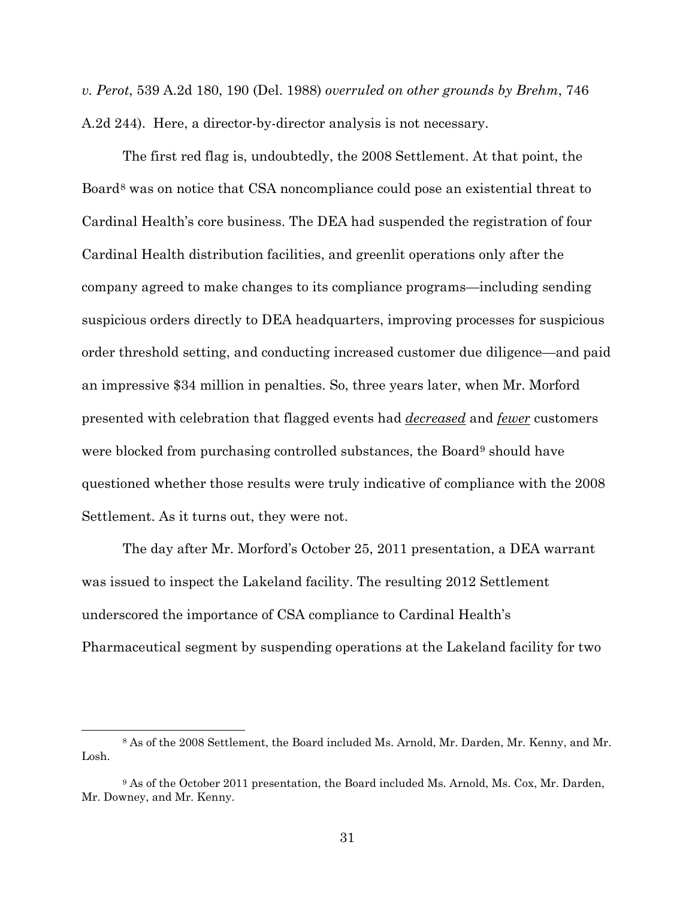*v. Perot*, 539 A.2d 180, 190 (Del. 1988) *overruled on other grounds by Brehm*, 746 A.2d 244). Here, a director-by-director analysis is not necessary.

The first red flag is, undoubtedly, the 2008 Settlement. At that point, the Board[8] was on notice that CSA noncompliance could pose an existential threat to Cardinal Health's core business. The DEA had suspended the registration of four Cardinal Health distribution facilities, and greenlit operations only after the company agreed to make changes to its compliance programs—including sending suspicious orders directly to DEA headquarters, improving processes for suspicious order threshold setting, and conducting increased customer due diligence—and paid an impressive $34 million in penalties. So, three years later, when Mr. Morford presented with celebration that flagged events had ***decreased*** and ***fewer*** customers were blocked from purchasing controlled substances, the Board[9] should have questioned whether those results were truly indicative of compliance with the 2008 Settlement. As it turns out, they were not.

The day after Mr. Morford's October 25, 2011 presentation, a DEA warrant was issued to inspect the Lakeland facility. The resulting 2012 Settlement underscored the importance of CSA compliance to Cardinal Health's Pharmaceutical segment by suspending operations at the Lakeland facility for two

---

[8] As of the 2008 Settlement, the Board included Ms. Arnold, Mr. Darden, Mr. Kenny, and Mr. Losh.

[9] As of the October 2011 presentation, the Board included Ms. Arnold, Ms. Cox, Mr. Darden, Mr. Downey, and Mr. Kenny.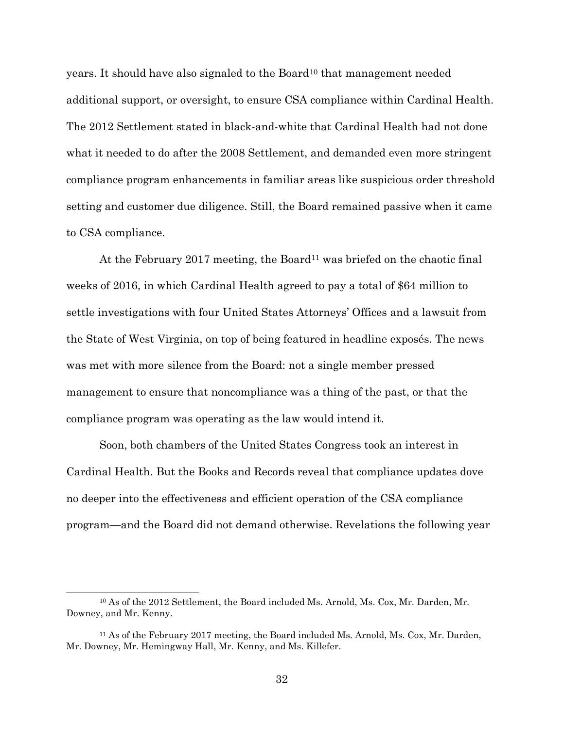years. It should have also signaled to the Board[10] that management needed additional support, or oversight, to ensure CSA compliance within Cardinal Health. The 2012 Settlement stated in black-and-white that Cardinal Health had not done what it needed to do after the 2008 Settlement, and demanded even more stringent compliance program enhancements in familiar areas like suspicious order threshold setting and customer due diligence. Still, the Board remained passive when it came to CSA compliance.

At the February 2017 meeting, the Board[11] was briefed on the chaotic final weeks of 2016, in which Cardinal Health agreed to pay a total of $64 million to settle investigations with four United States Attorneys' Offices and a lawsuit from the State of West Virginia, on top of being featured in headline exposés. The news was met with more silence from the Board: not a single member pressed management to ensure that noncompliance was a thing of the past, or that the compliance program was operating as the law would intend it.

Soon, both chambers of the United States Congress took an interest in Cardinal Health. But the Books and Records reveal that compliance updates dove no deeper into the effectiveness and efficient operation of the CSA compliance program—and the Board did not demand otherwise. Revelations the following year

---

[10] As of the 2012 Settlement, the Board included Ms. Arnold, Ms. Cox, Mr. Darden, Mr. Downey, and Mr. Kenny.

[11] As of the February 2017 meeting, the Board included Ms. Arnold, Ms. Cox, Mr. Darden, Mr. Downey, Mr. Hemingway Hall, Mr. Kenny, and Ms. Killefer.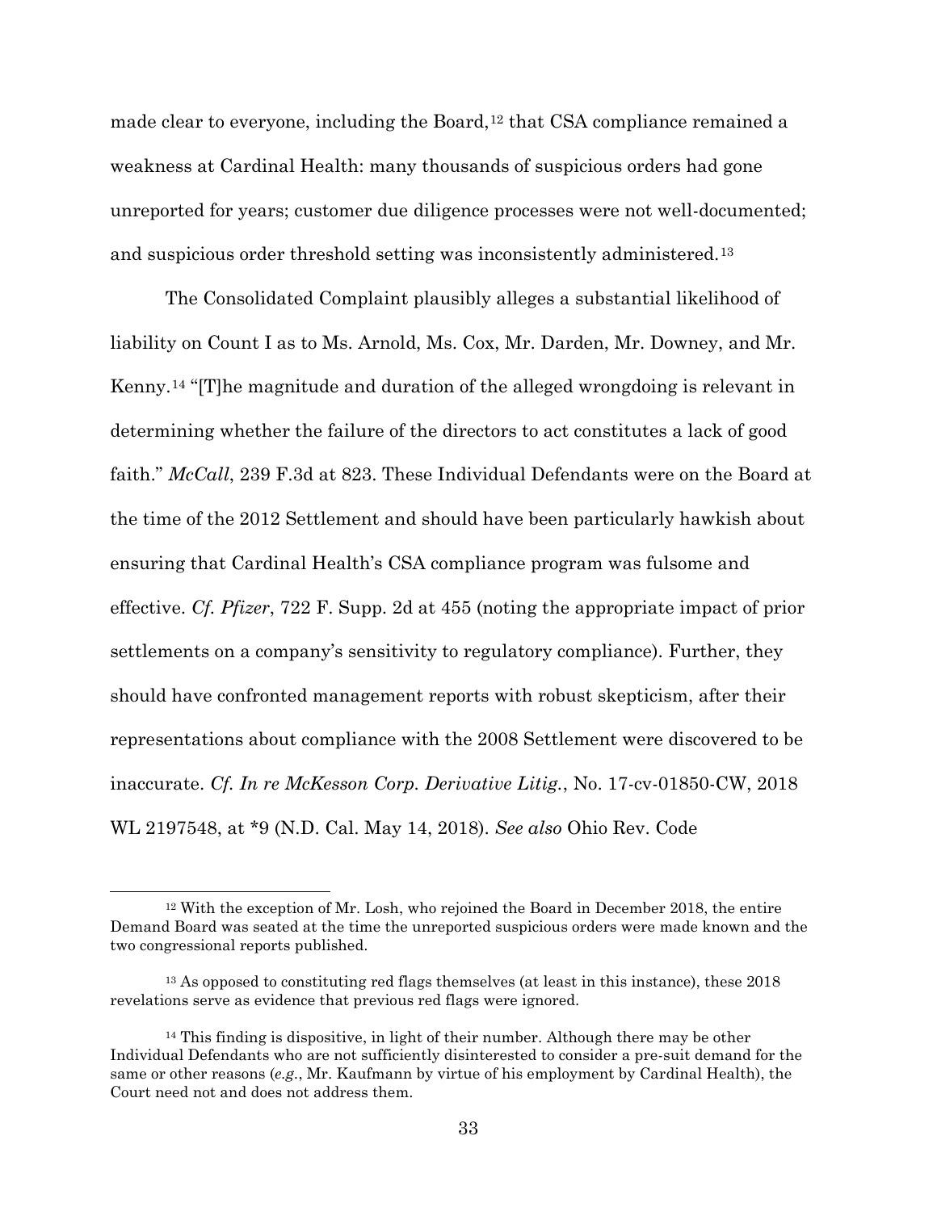made clear to everyone, including the Board,[12] that CSA compliance remained a weakness at Cardinal Health: many thousands of suspicious orders had gone unreported for years; customer due diligence processes were not well-documented; and suspicious order threshold setting was inconsistently administered.[13]

The Consolidated Complaint plausibly alleges a substantial likelihood of liability on Count I as to Ms. Arnold, Ms. Cox, Mr. Darden, Mr. Downey, and Mr. Kenny.[14] "[T]he magnitude and duration of the alleged wrongdoing is relevant in determining whether the failure of the directors to act constitutes a lack of good faith." *McCall*, 239 F.3d at 823. These Individual Defendants were on the Board at the time of the 2012 Settlement and should have been particularly hawkish about ensuring that Cardinal Health's CSA compliance program was fulsome and effective. *Cf. Pfizer*, 722 F. Supp. 2d at 455 (noting the appropriate impact of prior settlements on a company's sensitivity to regulatory compliance). Further, they should have confronted management reports with robust skepticism, after their representations about compliance with the 2008 Settlement were discovered to be inaccurate. *Cf. In re McKesson Corp. Derivative Litig.*, No. 17-cv-01850-CW, 2018 WL 2197548, at *9 (N.D. Cal. May 14, 2018). *See also* Ohio Rev. Code

---

[12] With the exception of Mr. Losh, who rejoined the Board in December 2018, the entire Demand Board was seated at the time the unreported suspicious orders were made known and the two congressional reports published.

[13] As opposed to constituting red flags themselves (at least in this instance), these 2018 revelations serve as evidence that previous red flags were ignored.

[14] This finding is dispositive, in light of their number. Although there may be other Individual Defendants who are not sufficiently disinterested to consider a pre-suit demand for the same or other reasons (*e.g.*, Mr. Kaufmann by virtue of his employment by Cardinal Health), the Court need not and does not address them.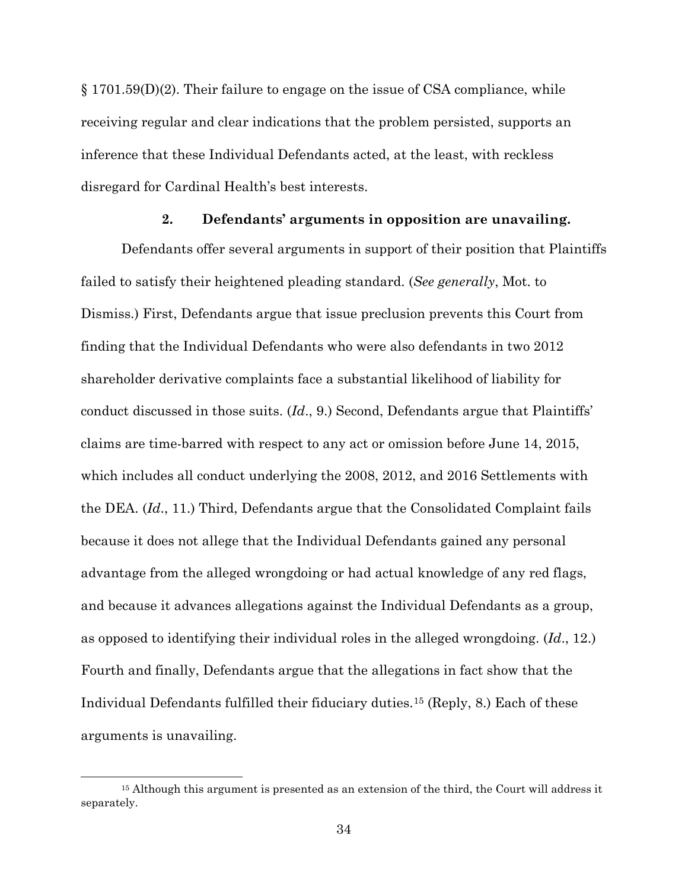§ 1701.59(D)(2). Their failure to engage on the issue of CSA compliance, while receiving regular and clear indications that the problem persisted, supports an inference that these Individual Defendants acted, at the least, with reckless disregard for Cardinal Health's best interests.

### 2. Defendants' arguments in opposition are unavailing.

Defendants offer several arguments in support of their position that Plaintiffs failed to satisfy their heightened pleading standard. (*See generally*, Mot. to Dismiss.) First, Defendants argue that issue preclusion prevents this Court from finding that the Individual Defendants who were also defendants in two 2012 shareholder derivative complaints face a substantial likelihood of liability for conduct discussed in those suits. (*Id*., 9.) Second, Defendants argue that Plaintiffs' claims are time-barred with respect to any act or omission before June 14, 2015, which includes all conduct underlying the 2008, 2012, and 2016 Settlements with the DEA. (*Id*., 11.) Third, Defendants argue that the Consolidated Complaint fails because it does not allege that the Individual Defendants gained any personal advantage from the alleged wrongdoing or had actual knowledge of any red flags, and because it advances allegations against the Individual Defendants as a group, as opposed to identifying their individual roles in the alleged wrongdoing. (*Id*., 12.) Fourth and finally, Defendants argue that the allegations in fact show that the Individual Defendants fulfilled their fiduciary duties.[15] (Reply, 8.) Each of these arguments is unavailing.

[15] Although this argument is presented as an extension of the third, the Court will address it separately.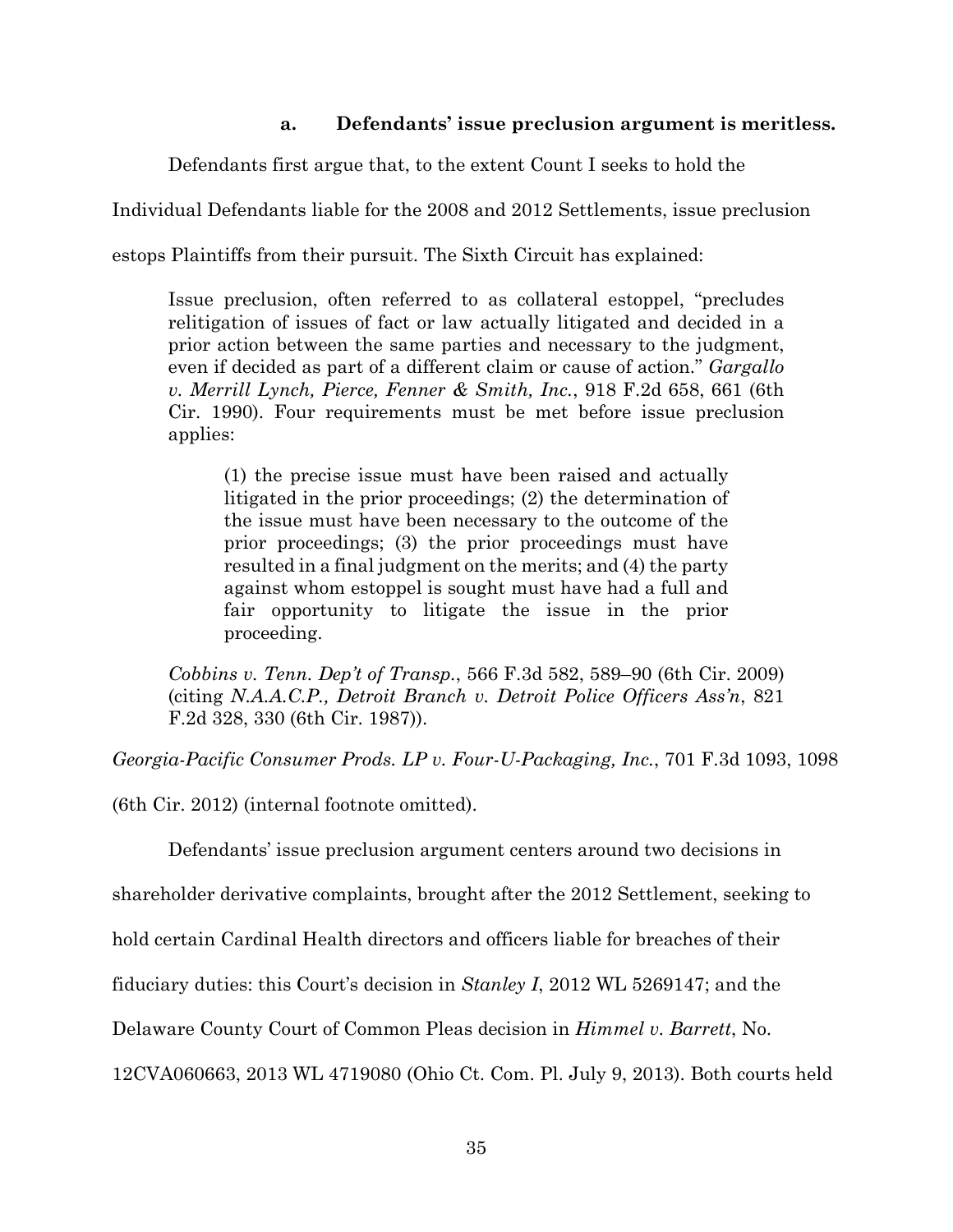#### a. Defendants' issue preclusion argument is meritless.

Defendants first argue that, to the extent Count I seeks to hold the Individual Defendants liable for the 2008 and 2012 Settlements, issue preclusion estops Plaintiffs from their pursuit. The Sixth Circuit has explained:

> Issue preclusion, often referred to as collateral estoppel, "precludes relitigation of issues of fact or law actually litigated and decided in a prior action between the same parties and necessary to the judgment, even if decided as part of a different claim or cause of action." *Gargallo v. Merrill Lynch, Pierce, Fenner & Smith, Inc.*, 918 F.2d 658, 661 (6th Cir. 1990). Four requirements must be met before issue preclusion applies:
>
> > (1) the precise issue must have been raised and actually litigated in the prior proceedings; (2) the determination of the issue must have been necessary to the outcome of the prior proceedings; (3) the prior proceedings must have resulted in a final judgment on the merits; and (4) the party against whom estoppel is sought must have had a full and fair opportunity to litigate the issue in the prior proceeding.
>
> *Cobbins v. Tenn. Dep't of Transp.*, 566 F.3d 582, 589–90 (6th Cir. 2009) (citing *N.A.A.C.P., Detroit Branch v. Detroit Police Officers Ass'n*, 821 F.2d 328, 330 (6th Cir. 1987)).

*Georgia-Pacific Consumer Prods. LP v. Four-U-Packaging, Inc.*, 701 F.3d 1093, 1098 (6th Cir. 2012) (internal footnote omitted).

Defendants' issue preclusion argument centers around two decisions in shareholder derivative complaints, brought after the 2012 Settlement, seeking to hold certain Cardinal Health directors and officers liable for breaches of their fiduciary duties: this Court's decision in *Stanley I*, 2012 WL 5269147; and the Delaware County Court of Common Pleas decision in *Himmel v. Barrett*, No. 12CVA060663, 2013 WL 4719080 (Ohio Ct. Com. Pl. July 9, 2013). Both courts held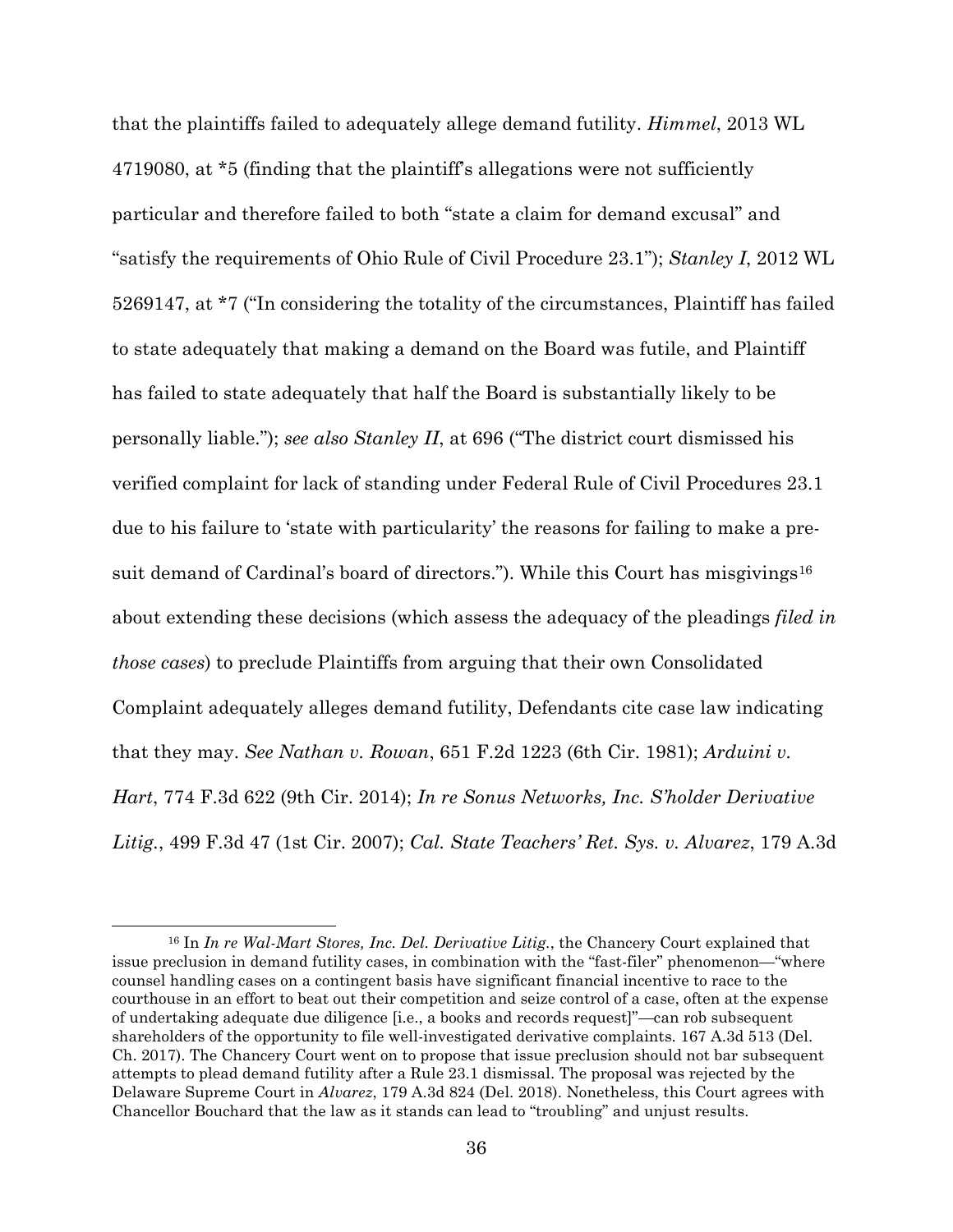that the plaintiffs failed to adequately allege demand futility. *Himmel*, 2013 WL 4719080, at *5 (finding that the plaintiff's allegations were not sufficiently particular and therefore failed to both "state a claim for demand excusal" and "satisfy the requirements of Ohio Rule of Civil Procedure 23.1"); *Stanley I*, 2012 WL 5269147, at *7 ("In considering the totality of the circumstances, Plaintiff has failed to state adequately that making a demand on the Board was futile, and Plaintiff has failed to state adequately that half the Board is substantially likely to be personally liable."); *see also Stanley II*, at 696 ("The district court dismissed his verified complaint for lack of standing under Federal Rule of Civil Procedures 23.1 due to his failure to 'state with particularity' the reasons for failing to make a pre-suit demand of Cardinal's board of directors."). While this Court has misgivings[16] about extending these decisions (which assess the adequacy of the pleadings *filed in those cases*) to preclude Plaintiffs from arguing that their own Consolidated Complaint adequately alleges demand futility, Defendants cite case law indicating that they may. *See Nathan v. Rowan*, 651 F.2d 1223 (6th Cir. 1981); *Arduini v. Hart*, 774 F.3d 622 (9th Cir. 2014); *In re Sonus Networks, Inc. S'holder Derivative Litig.*, 499 F.3d 47 (1st Cir. 2007); *Cal. State Teachers' Ret. Sys. v. Alvarez*, 179 A.3d

[16] In *In re Wal-Mart Stores, Inc. Del. Derivative Litig.*, the Chancery Court explained that issue preclusion in demand futility cases, in combination with the "fast-filer" phenomenon—"where counsel handling cases on a contingent basis have significant financial incentive to race to the courthouse in an effort to beat out their competition and seize control of a case, often at the expense of undertaking adequate due diligence [i.e., a books and records request]"—can rob subsequent shareholders of the opportunity to file well-investigated derivative complaints. 167 A.3d 513 (Del. Ch. 2017). The Chancery Court went on to propose that issue preclusion should not bar subsequent attempts to plead demand futility after a Rule 23.1 dismissal. The proposal was rejected by the Delaware Supreme Court in *Alvarez*, 179 A.3d 824 (Del. 2018). Nonetheless, this Court agrees with Chancellor Bouchard that the law as it stands can lead to "troubling" and unjust results.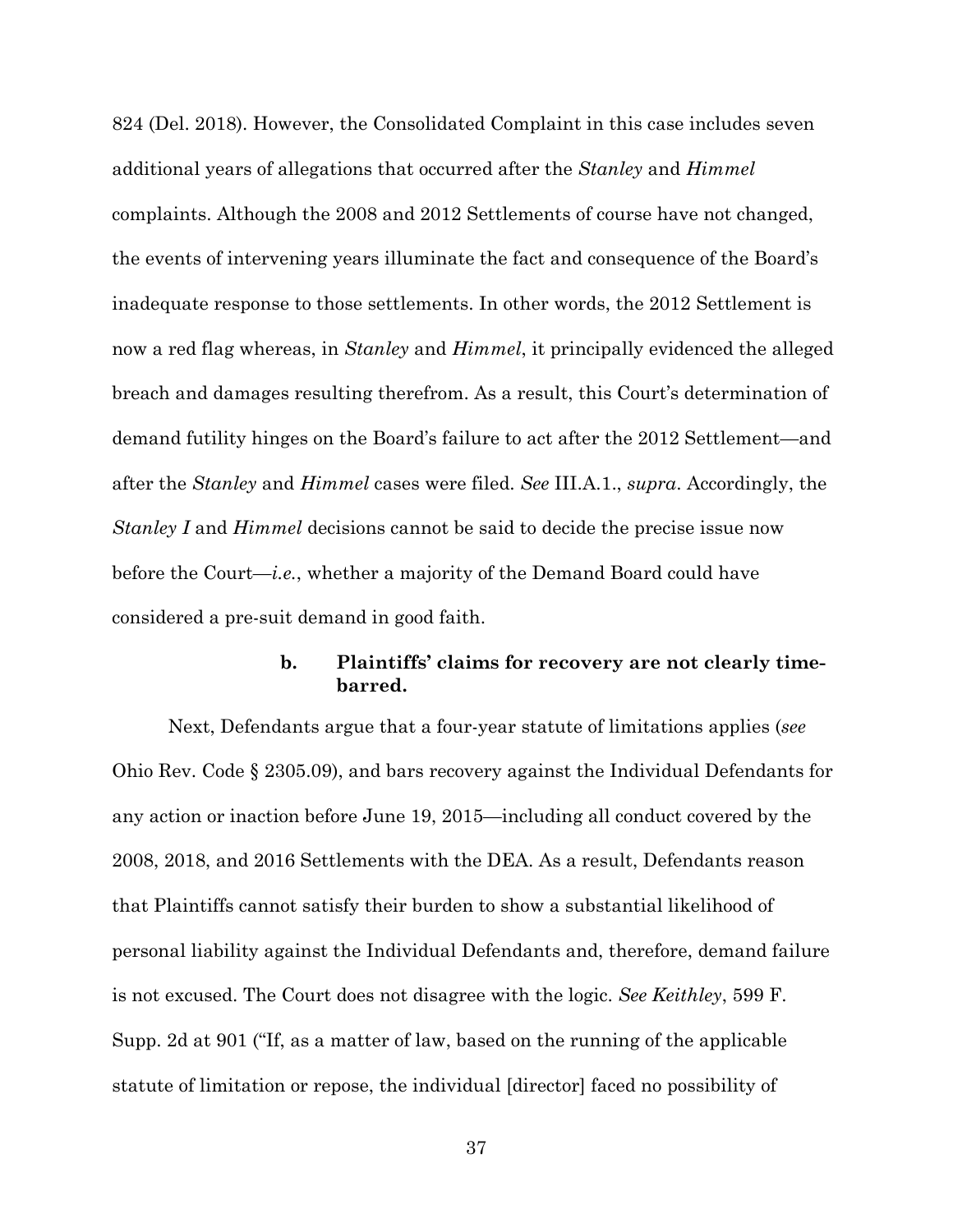824 (Del. 2018). However, the Consolidated Complaint in this case includes seven additional years of allegations that occurred after the *Stanley* and *Himmel* complaints. Although the 2008 and 2012 Settlements of course have not changed, the events of intervening years illuminate the fact and consequence of the Board's inadequate response to those settlements. In other words, the 2012 Settlement is now a red flag whereas, in *Stanley* and *Himmel*, it principally evidenced the alleged breach and damages resulting therefrom. As a result, this Court's determination of demand futility hinges on the Board's failure to act after the 2012 Settlement—and after the *Stanley* and *Himmel* cases were filed. *See* III.A.1., *supra*. Accordingly, the *Stanley I* and *Himmel* decisions cannot be said to decide the precise issue now before the Court—*i.e.*, whether a majority of the Demand Board could have considered a pre-suit demand in good faith.

**b. Plaintiffs' claims for recovery are not clearly time-barred.**

Next, Defendants argue that a four-year statute of limitations applies (*see* Ohio Rev. Code § 2305.09), and bars recovery against the Individual Defendants for any action or inaction before June 19, 2015—including all conduct covered by the 2008, 2018, and 2016 Settlements with the DEA. As a result, Defendants reason that Plaintiffs cannot satisfy their burden to show a substantial likelihood of personal liability against the Individual Defendants and, therefore, demand failure is not excused. The Court does not disagree with the logic. *See Keithley*, 599 F. Supp. 2d at 901 ("If, as a matter of law, based on the running of the applicable statute of limitation or repose, the individual [director] faced no possibility of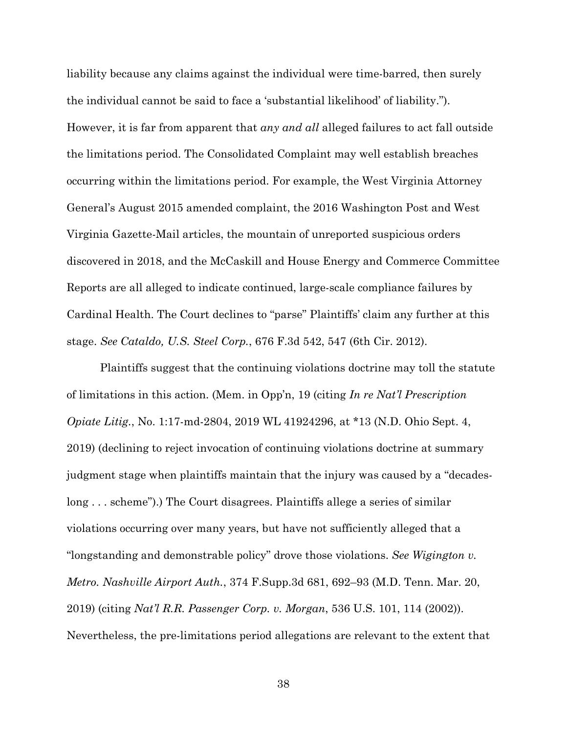liability because any claims against the individual were time-barred, then surely the individual cannot be said to face a 'substantial likelihood' of liability."). However, it is far from apparent that *any and all* alleged failures to act fall outside the limitations period. The Consolidated Complaint may well establish breaches occurring within the limitations period. For example, the West Virginia Attorney General's August 2015 amended complaint, the 2016 Washington Post and West Virginia Gazette-Mail articles, the mountain of unreported suspicious orders discovered in 2018, and the McCaskill and House Energy and Commerce Committee Reports are all alleged to indicate continued, large-scale compliance failures by Cardinal Health. The Court declines to "parse" Plaintiffs' claim any further at this stage. *See Cataldo, U.S. Steel Corp.*, 676 F.3d 542, 547 (6th Cir. 2012).

Plaintiffs suggest that the continuing violations doctrine may toll the statute of limitations in this action. (Mem. in Opp'n, 19 (citing *In re Nat'l Prescription Opiate Litig.*, No. 1:17-md-2804, 2019 WL 41924296, at *13 (N.D. Ohio Sept. 4, 2019) (declining to reject invocation of continuing violations doctrine at summary judgment stage when plaintiffs maintain that the injury was caused by a "decades-long . . . scheme").) The Court disagrees. Plaintiffs allege a series of similar violations occurring over many years, but have not sufficiently alleged that a "longstanding and demonstrable policy" drove those violations. *See Wigington v. Metro. Nashville Airport Auth.*, 374 F.Supp.3d 681, 692–93 (M.D. Tenn. Mar. 20, 2019) (citing *Nat'l R.R. Passenger Corp. v. Morgan*, 536 U.S. 101, 114 (2002)). Nevertheless, the pre-limitations period allegations are relevant to the extent that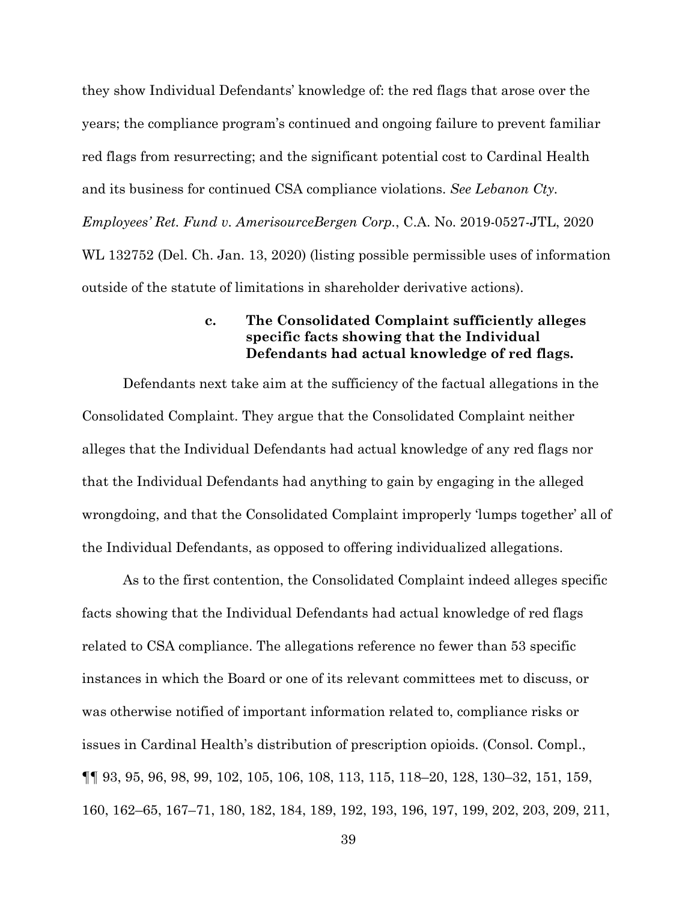they show Individual Defendants' knowledge of: the red flags that arose over the years; the compliance program's continued and ongoing failure to prevent familiar red flags from resurrecting; and the significant potential cost to Cardinal Health and its business for continued CSA compliance violations. *See Lebanon Cty. Employees' Ret. Fund v. AmerisourceBergen Corp.*, C.A. No. 2019-0527-JTL, 2020 WL 132752 (Del. Ch. Jan. 13, 2020) (listing possible permissible uses of information outside of the statute of limitations in shareholder derivative actions).

**c. The Consolidated Complaint sufficiently alleges specific facts showing that the Individual Defendants had actual knowledge of red flags.**

Defendants next take aim at the sufficiency of the factual allegations in the Consolidated Complaint. They argue that the Consolidated Complaint neither alleges that the Individual Defendants had actual knowledge of any red flags nor that the Individual Defendants had anything to gain by engaging in the alleged wrongdoing, and that the Consolidated Complaint improperly 'lumps together' all of the Individual Defendants, as opposed to offering individualized allegations.

As to the first contention, the Consolidated Complaint indeed alleges specific facts showing that the Individual Defendants had actual knowledge of red flags related to CSA compliance. The allegations reference no fewer than 53 specific instances in which the Board or one of its relevant committees met to discuss, or was otherwise notified of important information related to, compliance risks or issues in Cardinal Health's distribution of prescription opioids. (Consol. Compl., ¶¶ 93, 95, 96, 98, 99, 102, 105, 106, 108, 113, 115, 118–20, 128, 130–32, 151, 159, 160, 162–65, 167–71, 180, 182, 184, 189, 192, 193, 196, 197, 199, 202, 203, 209, 211,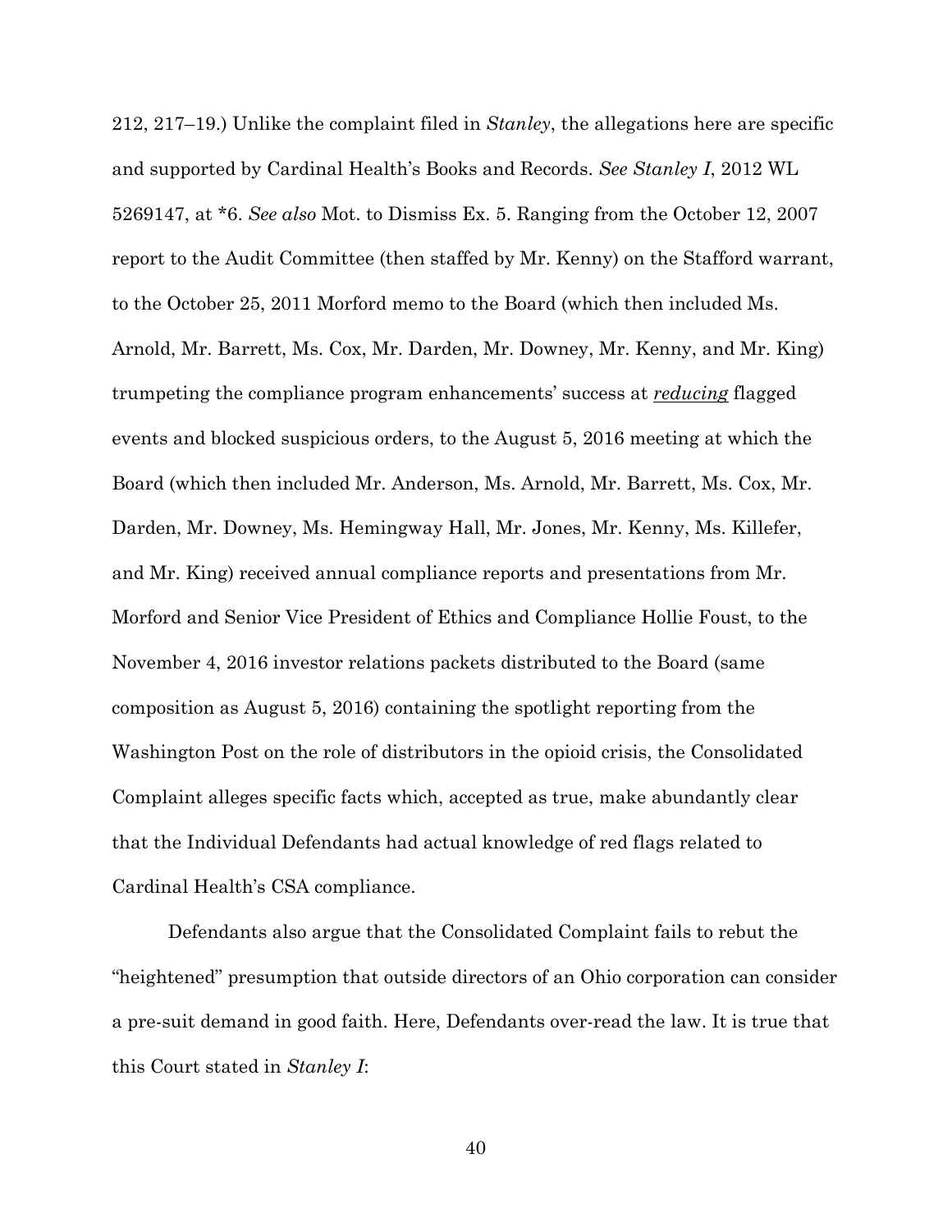212, 217–19.) Unlike the complaint filed in *Stanley*, the allegations here are specific and supported by Cardinal Health's Books and Records. *See Stanley I*, 2012 WL 5269147, at *6. *See also* Mot. to Dismiss Ex. 5. Ranging from the October 12, 2007 report to the Audit Committee (then staffed by Mr. Kenny) on the Stafford warrant, to the October 25, 2011 Morford memo to the Board (which then included Ms. Arnold, Mr. Barrett, Ms. Cox, Mr. Darden, Mr. Downey, Mr. Kenny, and Mr. King) trumpeting the compliance program enhancements' success at ***reducing*** flagged events and blocked suspicious orders, to the August 5, 2016 meeting at which the Board (which then included Mr. Anderson, Ms. Arnold, Mr. Barrett, Ms. Cox, Mr. Darden, Mr. Downey, Ms. Hemingway Hall, Mr. Jones, Mr. Kenny, Ms. Killefer, and Mr. King) received annual compliance reports and presentations from Mr. Morford and Senior Vice President of Ethics and Compliance Hollie Foust, to the November 4, 2016 investor relations packets distributed to the Board (same composition as August 5, 2016) containing the spotlight reporting from the Washington Post on the role of distributors in the opioid crisis, the Consolidated Complaint alleges specific facts which, accepted as true, make abundantly clear that the Individual Defendants had actual knowledge of red flags related to Cardinal Health's CSA compliance.

Defendants also argue that the Consolidated Complaint fails to rebut the "heightened" presumption that outside directors of an Ohio corporation can consider a pre-suit demand in good faith. Here, Defendants over-read the law. It is true that this Court stated in *Stanley I*: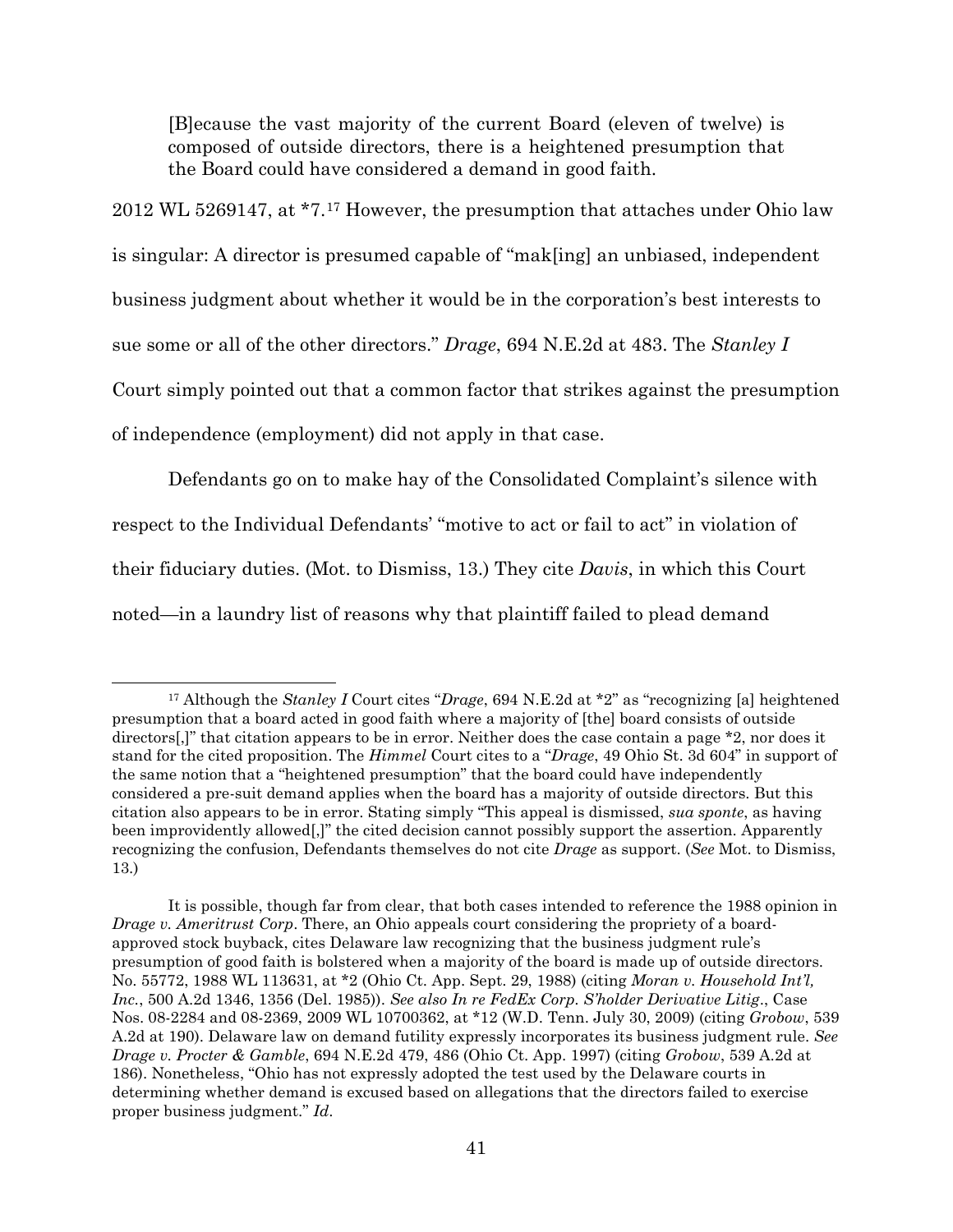> [B]ecause the vast majority of the current Board (eleven of twelve) is composed of outside directors, there is a heightened presumption that the Board could have considered a demand in good faith.

2012 WL 5269147, at *7.[17] However, the presumption that attaches under Ohio law is singular: A director is presumed capable of "mak[ing] an unbiased, independent business judgment about whether it would be in the corporation's best interests to sue some or all of the other directors." *Drage*, 694 N.E.2d at 483. The *Stanley I* Court simply pointed out that a common factor that strikes against the presumption of independence (employment) did not apply in that case.

Defendants go on to make hay of the Consolidated Complaint's silence with respect to the Individual Defendants' "motive to act or fail to act" in violation of their fiduciary duties. (Mot. to Dismiss, 13.) They cite *Davis*, in which this Court noted—in a laundry list of reasons why that plaintiff failed to plead demand

---

[17] Although the *Stanley I* Court cites "*Drage*, 694 N.E.2d at *2" as "recognizing [a] heightened presumption that a board acted in good faith where a majority of [the] board consists of outside directors[,]" that citation appears to be in error. Neither does the case contain a page *2, nor does it stand for the cited proposition. The *Himmel* Court cites to a "*Drage*, 49 Ohio St. 3d 604" in support of the same notion that a "heightened presumption" that the board could have independently considered a pre-suit demand applies when the board has a majority of outside directors. But this citation also appears to be in error. Stating simply "This appeal is dismissed, *sua sponte*, as having been improvidently allowed[,]" the cited decision cannot possibly support the assertion. Apparently recognizing the confusion, Defendants themselves do not cite *Drage* as support. (*See* Mot. to Dismiss, 13.)

It is possible, though far from clear, that both cases intended to reference the 1988 opinion in *Drage v. Ameritrust Corp*. There, an Ohio appeals court considering the propriety of a board-approved stock buyback, cites Delaware law recognizing that the business judgment rule's presumption of good faith is bolstered when a majority of the board is made up of outside directors. No. 55772, 1988 WL 113631, at *2 (Ohio Ct. App. Sept. 29, 1988) (citing *Moran v. Household Int'l, Inc.*, 500 A.2d 1346, 1356 (Del. 1985)). *See also In re FedEx Corp. S'holder Derivative Litig*., Case Nos. 08-2284 and 08-2369, 2009 WL 10700362, at *12 (W.D. Tenn. July 30, 2009) (citing *Grobow*, 539 A.2d at 190). Delaware law on demand futility expressly incorporates its business judgment rule. *See Drage v. Procter & Gamble*, 694 N.E.2d 479, 486 (Ohio Ct. App. 1997) (citing *Grobow*, 539 A.2d at 186). Nonetheless, "Ohio has not expressly adopted the test used by the Delaware courts in determining whether demand is excused based on allegations that the directors failed to exercise proper business judgment." *Id*.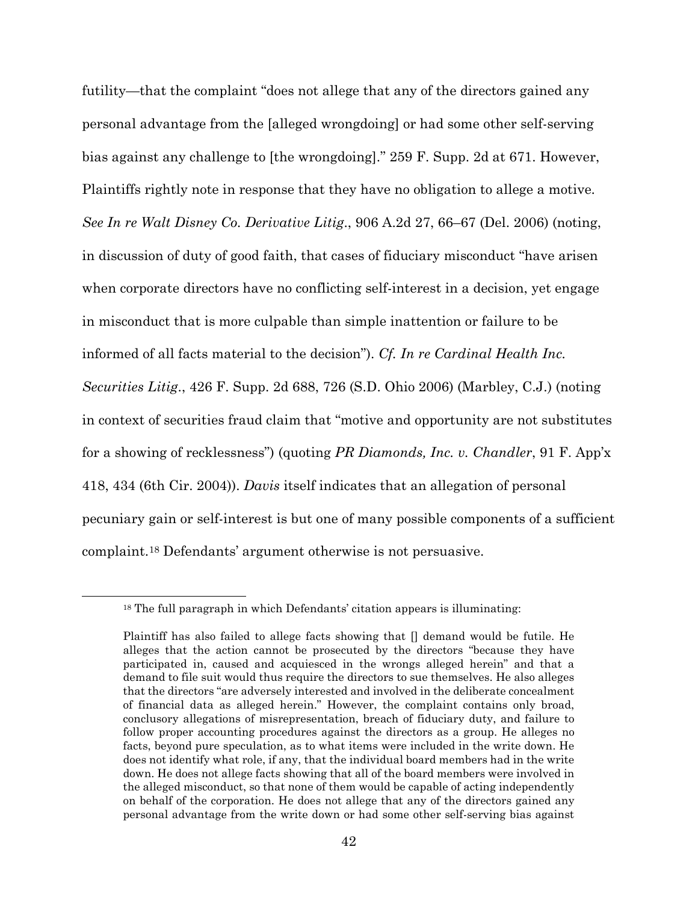futility—that the complaint "does not allege that any of the directors gained any personal advantage from the [alleged wrongdoing] or had some other self-serving bias against any challenge to [the wrongdoing]." 259 F. Supp. 2d at 671. However, Plaintiffs rightly note in response that they have no obligation to allege a motive. *See In re Walt Disney Co. Derivative Litig.*, 906 A.2d 27, 66–67 (Del. 2006) (noting, in discussion of duty of good faith, that cases of fiduciary misconduct "have arisen when corporate directors have no conflicting self-interest in a decision, yet engage in misconduct that is more culpable than simple inattention or failure to be informed of all facts material to the decision"). *Cf. In re Cardinal Health Inc. Securities Litig.*, 426 F. Supp. 2d 688, 726 (S.D. Ohio 2006) (Marbley, C.J.) (noting in context of securities fraud claim that "motive and opportunity are not substitutes for a showing of recklessness") (quoting *PR Diamonds, Inc. v. Chandler*, 91 F. App'x 418, 434 (6th Cir. 2004)). *Davis* itself indicates that an allegation of personal pecuniary gain or self-interest is but one of many possible components of a sufficient complaint.[18] Defendants' argument otherwise is not persuasive.

---

[18] The full paragraph in which Defendants' citation appears is illuminating:

> Plaintiff has also failed to allege facts showing that [] demand would be futile. He alleges that the action cannot be prosecuted by the directors "because they have participated in, caused and acquiesced in the wrongs alleged herein" and that a demand to file suit would thus require the directors to sue themselves. He also alleges that the directors "are adversely interested and involved in the deliberate concealment of financial data as alleged herein." However, the complaint contains only broad, conclusory allegations of misrepresentation, breach of fiduciary duty, and failure to follow proper accounting procedures against the directors as a group. He alleges no facts, beyond pure speculation, as to what items were included in the write down. He does not identify what role, if any, that the individual board members had in the write down. He does not allege facts showing that all of the board members were involved in the alleged misconduct, so that none of them would be capable of acting independently on behalf of the corporation. He does not allege that any of the directors gained any personal advantage from the write down or had some other self-serving bias against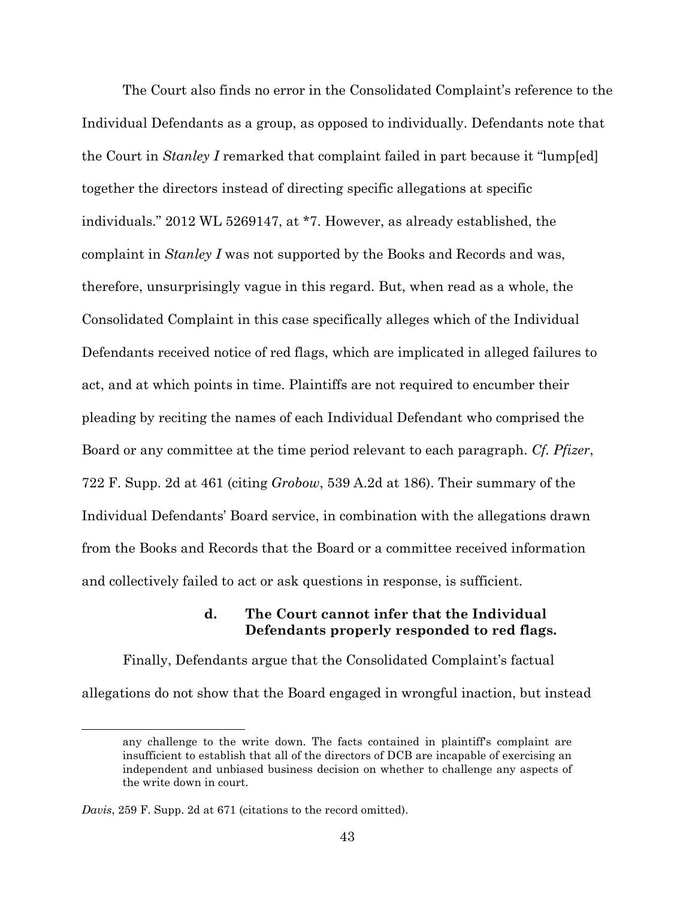The Court also finds no error in the Consolidated Complaint's reference to the Individual Defendants as a group, as opposed to individually. Defendants note that the Court in *Stanley I* remarked that complaint failed in part because it "lump[ed] together the directors instead of directing specific allegations at specific individuals." 2012 WL 5269147, at *7. However, as already established, the complaint in *Stanley I* was not supported by the Books and Records and was, therefore, unsurprisingly vague in this regard. But, when read as a whole, the Consolidated Complaint in this case specifically alleges which of the Individual Defendants received notice of red flags, which are implicated in alleged failures to act, and at which points in time. Plaintiffs are not required to encumber their pleading by reciting the names of each Individual Defendant who comprised the Board or any committee at the time period relevant to each paragraph. *Cf. Pfizer*, 722 F. Supp. 2d at 461 (citing *Grobow*, 539 A.2d at 186). Their summary of the Individual Defendants' Board service, in combination with the allegations drawn from the Books and Records that the Board or a committee received information and collectively failed to act or ask questions in response, is sufficient.

#### d. The Court cannot infer that the Individual Defendants properly responded to red flags.

Finally, Defendants argue that the Consolidated Complaint's factual allegations do not show that the Board engaged in wrongful inaction, but instead

---

> any challenge to the write down. The facts contained in plaintiff's complaint are insufficient to establish that all of the directors of DCB are incapable of exercising an independent and unbiased business decision on whether to challenge any aspects of the write down in court.

*Davis*, 259 F. Supp. 2d at 671 (citations to the record omitted).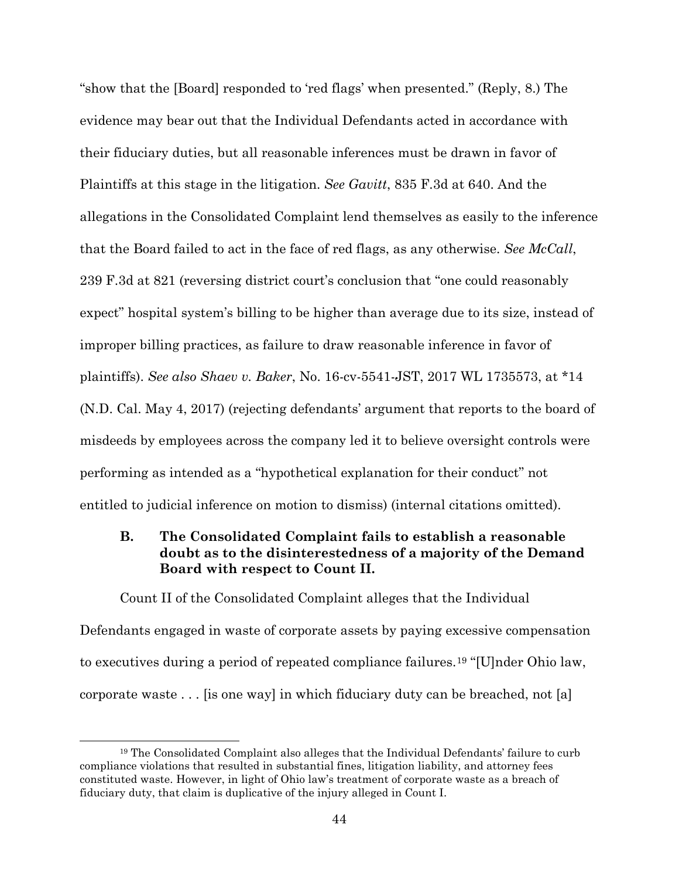"show that the [Board] responded to 'red flags' when presented." (Reply, 8.) The evidence may bear out that the Individual Defendants acted in accordance with their fiduciary duties, but all reasonable inferences must be drawn in favor of Plaintiffs at this stage in the litigation. *See Gavitt*, 835 F.3d at 640. And the allegations in the Consolidated Complaint lend themselves as easily to the inference that the Board failed to act in the face of red flags, as any otherwise. *See McCall*, 239 F.3d at 821 (reversing district court's conclusion that "one could reasonably expect" hospital system's billing to be higher than average due to its size, instead of improper billing practices, as failure to draw reasonable inference in favor of plaintiffs). *See also Shaev v. Baker*, No. 16-cv-5541-JST, 2017 WL 1735573, at *14 (N.D. Cal. May 4, 2017) (rejecting defendants' argument that reports to the board of misdeeds by employees across the company led it to believe oversight controls were performing as intended as a "hypothetical explanation for their conduct" not entitled to judicial inference on motion to dismiss) (internal citations omitted).

### B. The Consolidated Complaint fails to establish a reasonable doubt as to the disinterestedness of a majority of the Demand Board with respect to Count II.

Count II of the Consolidated Complaint alleges that the Individual Defendants engaged in waste of corporate assets by paying excessive compensation to executives during a period of repeated compliance failures.[19] "[U]nder Ohio law, corporate waste . . . [is one way] in which fiduciary duty can be breached, not [a]

[19] The Consolidated Complaint also alleges that the Individual Defendants' failure to curb compliance violations that resulted in substantial fines, litigation liability, and attorney fees constituted waste. However, in light of Ohio law's treatment of corporate waste as a breach of fiduciary duty, that claim is duplicative of the injury alleged in Count I.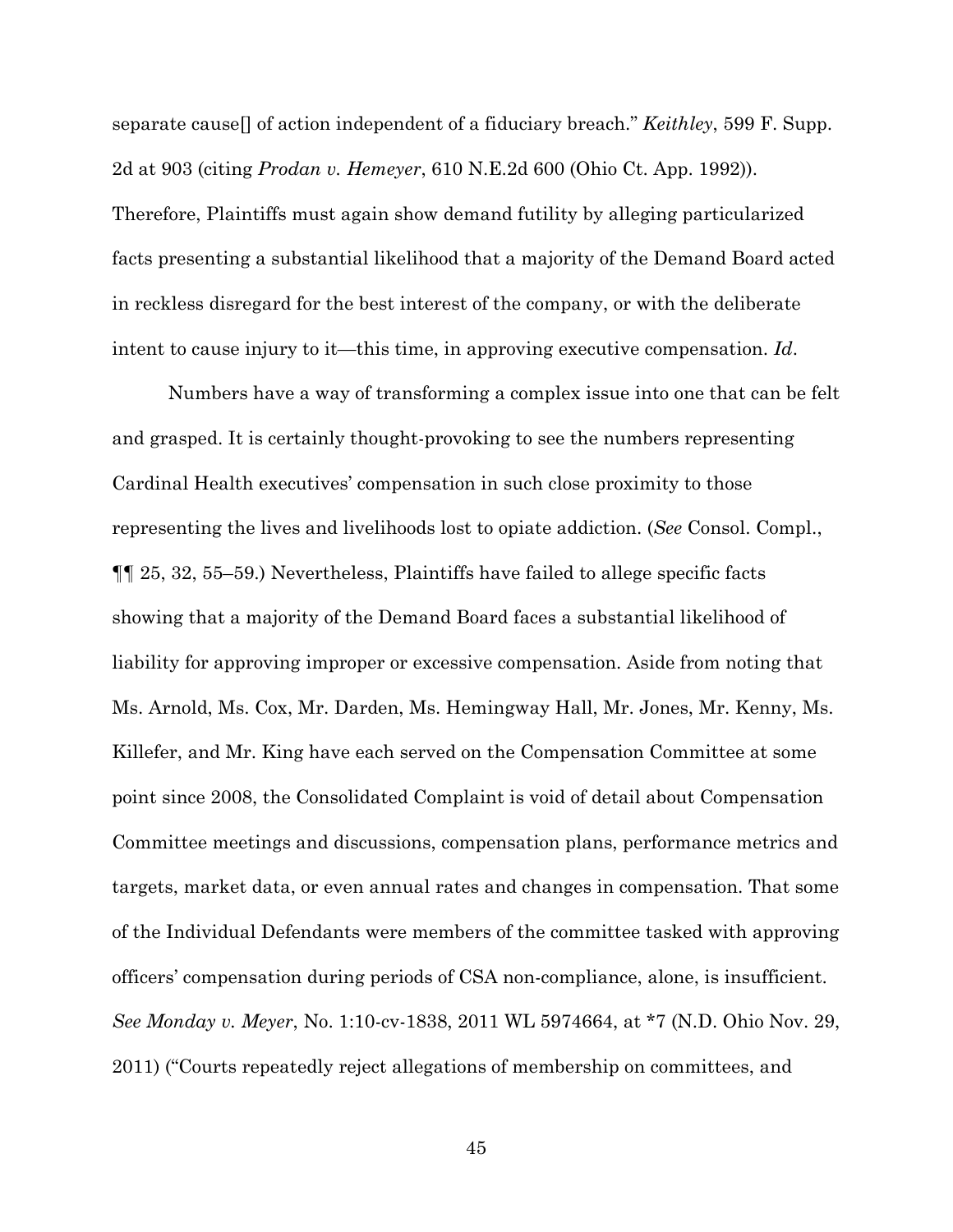separate cause[] of action independent of a fiduciary breach." *Keithley*, 599 F. Supp. 2d at 903 (citing *Prodan v. Hemeyer*, 610 N.E.2d 600 (Ohio Ct. App. 1992)). Therefore, Plaintiffs must again show demand futility by alleging particularized facts presenting a substantial likelihood that a majority of the Demand Board acted in reckless disregard for the best interest of the company, or with the deliberate intent to cause injury to it—this time, in approving executive compensation. *Id*.

Numbers have a way of transforming a complex issue into one that can be felt and grasped. It is certainly thought-provoking to see the numbers representing Cardinal Health executives' compensation in such close proximity to those representing the lives and livelihoods lost to opiate addiction. (*See* Consol. Compl., ¶¶ 25, 32, 55–59.) Nevertheless, Plaintiffs have failed to allege specific facts showing that a majority of the Demand Board faces a substantial likelihood of liability for approving improper or excessive compensation. Aside from noting that Ms. Arnold, Ms. Cox, Mr. Darden, Ms. Hemingway Hall, Mr. Jones, Mr. Kenny, Ms. Killefer, and Mr. King have each served on the Compensation Committee at some point since 2008, the Consolidated Complaint is void of detail about Compensation Committee meetings and discussions, compensation plans, performance metrics and targets, market data, or even annual rates and changes in compensation. That some of the Individual Defendants were members of the committee tasked with approving officers' compensation during periods of CSA non-compliance, alone, is insufficient. *See Monday v. Meyer*, No. 1:10-cv-1838, 2011 WL 5974664, at *7 (N.D. Ohio Nov. 29, 2011) ("Courts repeatedly reject allegations of membership on committees, and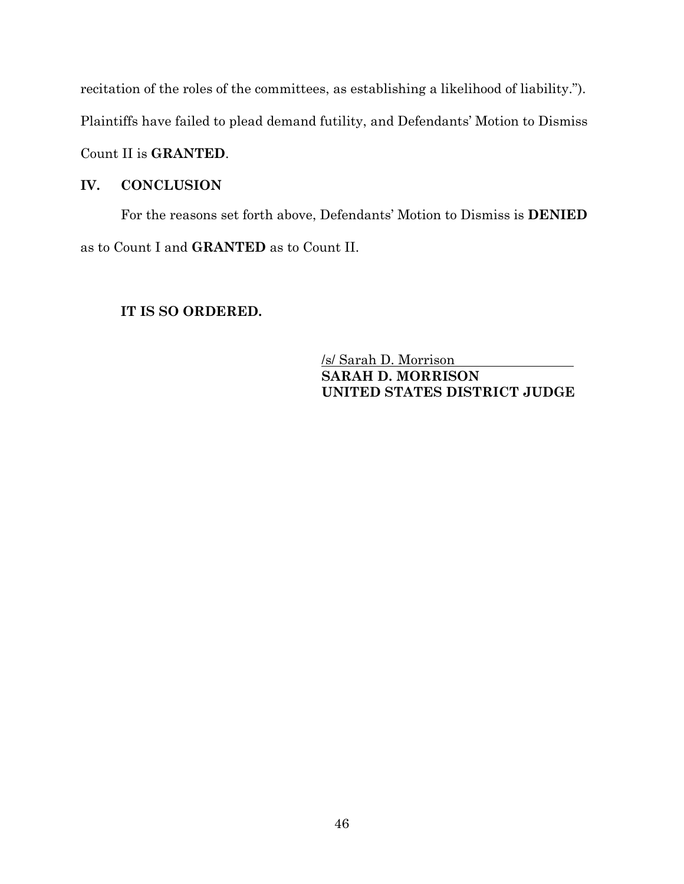recitation of the roles of the committees, as establishing a likelihood of liability."). Plaintiffs have failed to plead demand futility, and Defendants' Motion to Dismiss Count II is **GRANTED**.

## IV. CONCLUSION

For the reasons set forth above, Defendants' Motion to Dismiss is **DENIED** as to Count I and **GRANTED** as to Count II.

**IT IS SO ORDERED.**

/s/ Sarah D. Morrison
**SARAH D. MORRISON**
**UNITED STATES DISTRICT JUDGE**